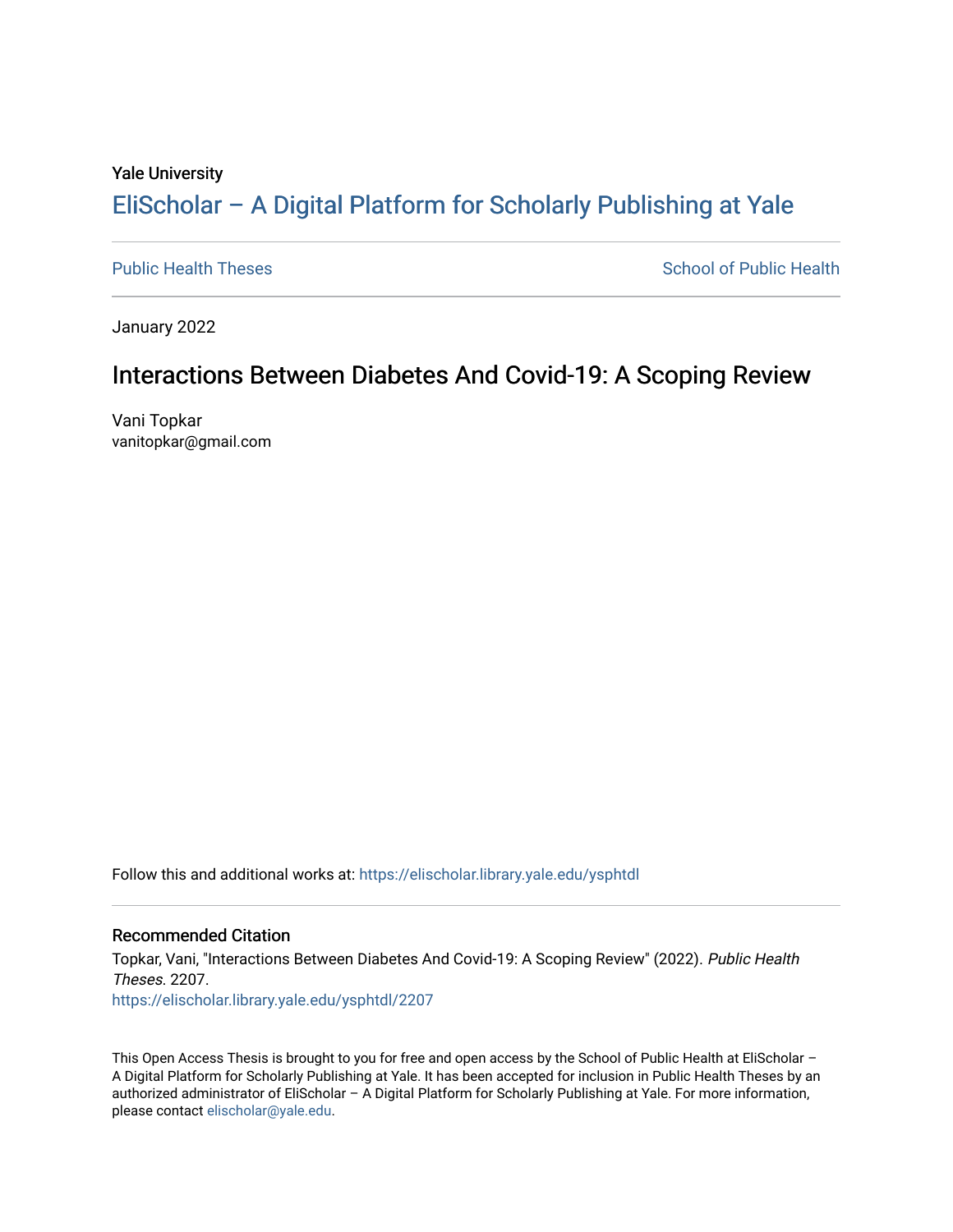Yale University

# EliScholar – A Digital Platform for Scholarly Publishing at Yale

Public Health Theses

School of Public Health

January 2022

## Interactions Between Diabetes And Covid-19: A Scoping Review

Vani Topkar
vanitopkar@gmail.com

Follow this and additional works at: https://elischolar.library.yale.edu/ysphtdl

### Recommended Citation

Topkar, Vani, "Interactions Between Diabetes And Covid-19: A Scoping Review" (2022). *Public Health Theses*. 2207.
https://elischolar.library.yale.edu/ysphtdl/2207

This Open Access Thesis is brought to you for free and open access by the School of Public Health at EliScholar – A Digital Platform for Scholarly Publishing at Yale. It has been accepted for inclusion in Public Health Theses by an authorized administrator of EliScholar – A Digital Platform for Scholarly Publishing at Yale. For more information, please contact elischolar@yale.edu.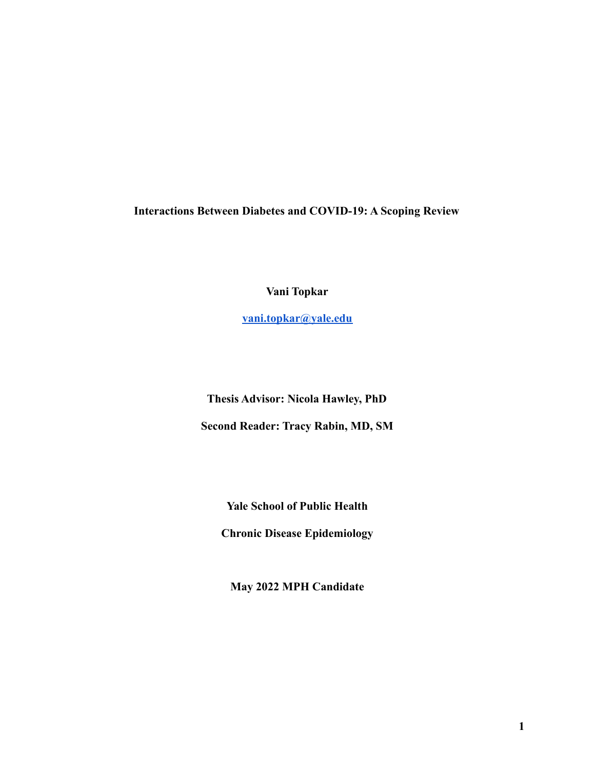**Interactions Between Diabetes and COVID-19: A Scoping Review**

**Vani Topkar**

**vani.topkar@yale.edu**

**Thesis Advisor: Nicola Hawley, PhD**

**Second Reader: Tracy Rabin, MD, SM**

**Yale School of Public Health**

**Chronic Disease Epidemiology**

**May 2022 MPH Candidate**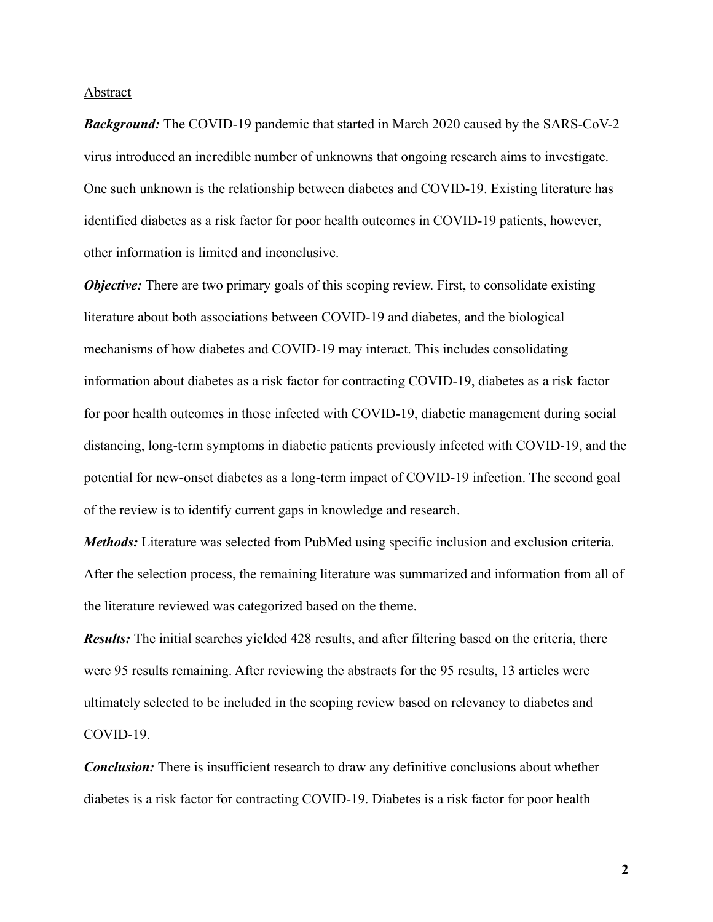<u>Abstract</u>

***Background:*** The COVID-19 pandemic that started in March 2020 caused by the SARS-CoV-2 virus introduced an incredible number of unknowns that ongoing research aims to investigate. One such unknown is the relationship between diabetes and COVID-19. Existing literature has identified diabetes as a risk factor for poor health outcomes in COVID-19 patients, however, other information is limited and inconclusive.

***Objective:*** There are two primary goals of this scoping review. First, to consolidate existing literature about both associations between COVID-19 and diabetes, and the biological mechanisms of how diabetes and COVID-19 may interact. This includes consolidating information about diabetes as a risk factor for contracting COVID-19, diabetes as a risk factor for poor health outcomes in those infected with COVID-19, diabetic management during social distancing, long-term symptoms in diabetic patients previously infected with COVID-19, and the potential for new-onset diabetes as a long-term impact of COVID-19 infection. The second goal of the review is to identify current gaps in knowledge and research.

***Methods:*** Literature was selected from PubMed using specific inclusion and exclusion criteria. After the selection process, the remaining literature was summarized and information from all of the literature reviewed was categorized based on the theme.

***Results:*** The initial searches yielded 428 results, and after filtering based on the criteria, there were 95 results remaining. After reviewing the abstracts for the 95 results, 13 articles were ultimately selected to be included in the scoping review based on relevancy to diabetes and COVID-19.

***Conclusion:*** There is insufficient research to draw any definitive conclusions about whether diabetes is a risk factor for contracting COVID-19. Diabetes is a risk factor for poor health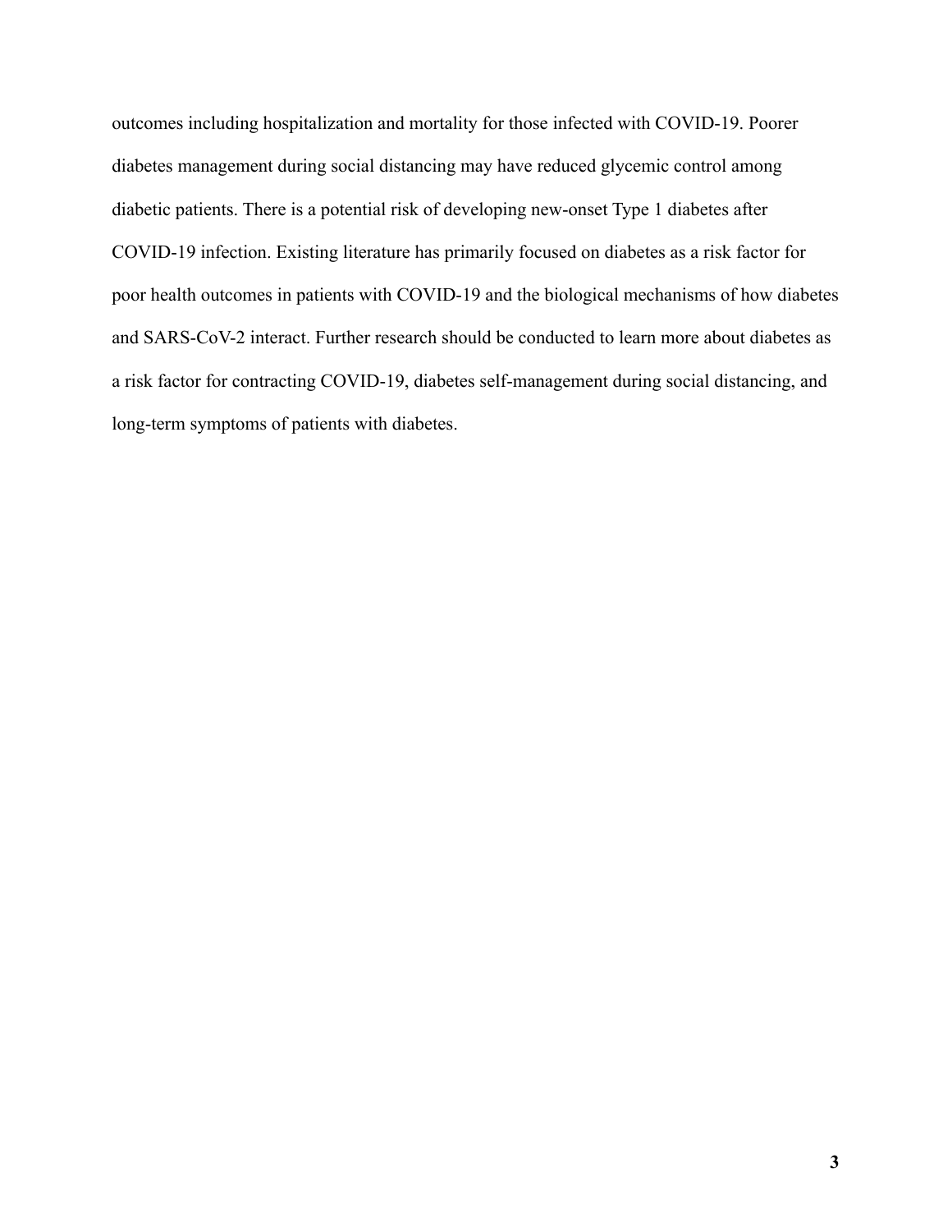outcomes including hospitalization and mortality for those infected with COVID-19. Poorer diabetes management during social distancing may have reduced glycemic control among diabetic patients. There is a potential risk of developing new-onset Type 1 diabetes after COVID-19 infection. Existing literature has primarily focused on diabetes as a risk factor for poor health outcomes in patients with COVID-19 and the biological mechanisms of how diabetes and SARS-CoV-2 interact. Further research should be conducted to learn more about diabetes as a risk factor for contracting COVID-19, diabetes self-management during social distancing, and long-term symptoms of patients with diabetes.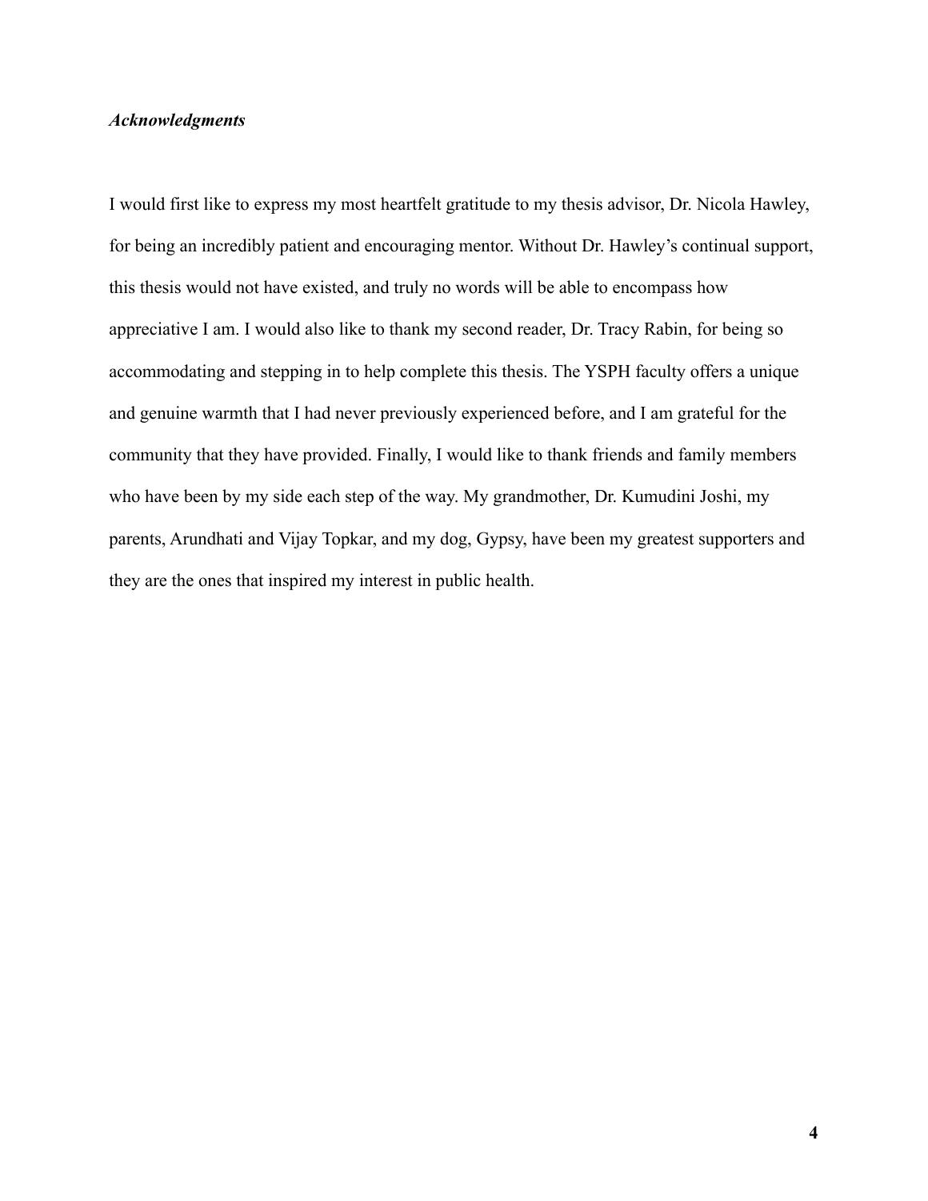***Acknowledgments***

I would first like to express my most heartfelt gratitude to my thesis advisor, Dr. Nicola Hawley, for being an incredibly patient and encouraging mentor. Without Dr. Hawley's continual support, this thesis would not have existed, and truly no words will be able to encompass how appreciative I am. I would also like to thank my second reader, Dr. Tracy Rabin, for being so accommodating and stepping in to help complete this thesis. The YSPH faculty offers a unique and genuine warmth that I had never previously experienced before, and I am grateful for the community that they have provided. Finally, I would like to thank friends and family members who have been by my side each step of the way. My grandmother, Dr. Kumudini Joshi, my parents, Arundhati and Vijay Topkar, and my dog, Gypsy, have been my greatest supporters and they are the ones that inspired my interest in public health.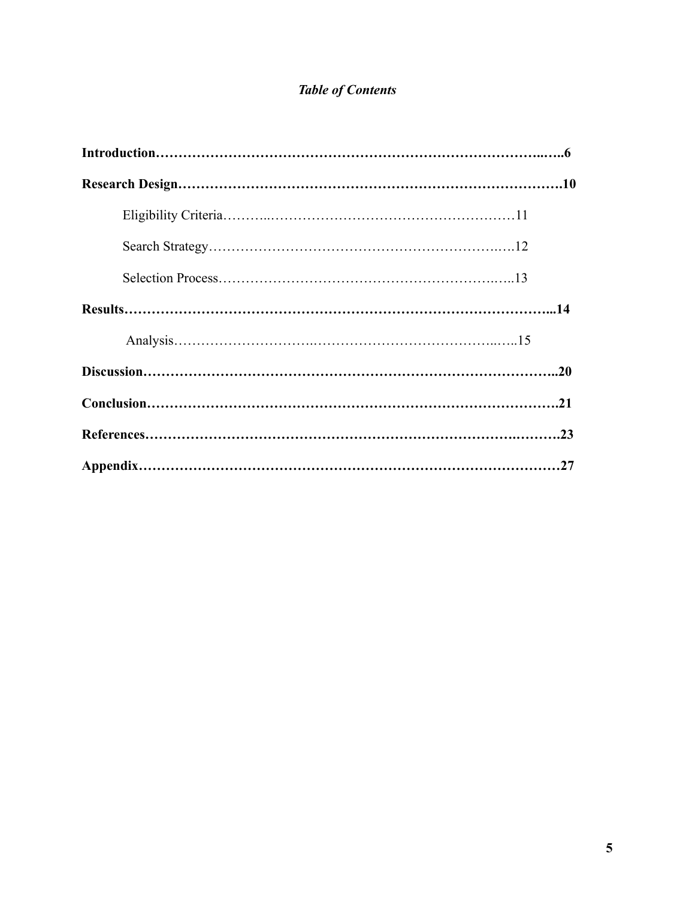*Table of Contents*

**Introduction……………………………………………………………………………..…..6**

**Research Design……………………………………………………………………………10**

Eligibility Criteria………..………………………………………….……11

Search Strategy……………………………………………………….….12

Selection Process…………………………………………………….…..13

**Results………………………………………………………………………………….....14**

Analysis………………………….…………………………………..…..15

**Discussion………………………………………………………………………………..20**

**Conclusion……………………………………………………………………………….21**

**References…………………………………………………………………….……….23**

**Appendix………………………………………………………………………………27**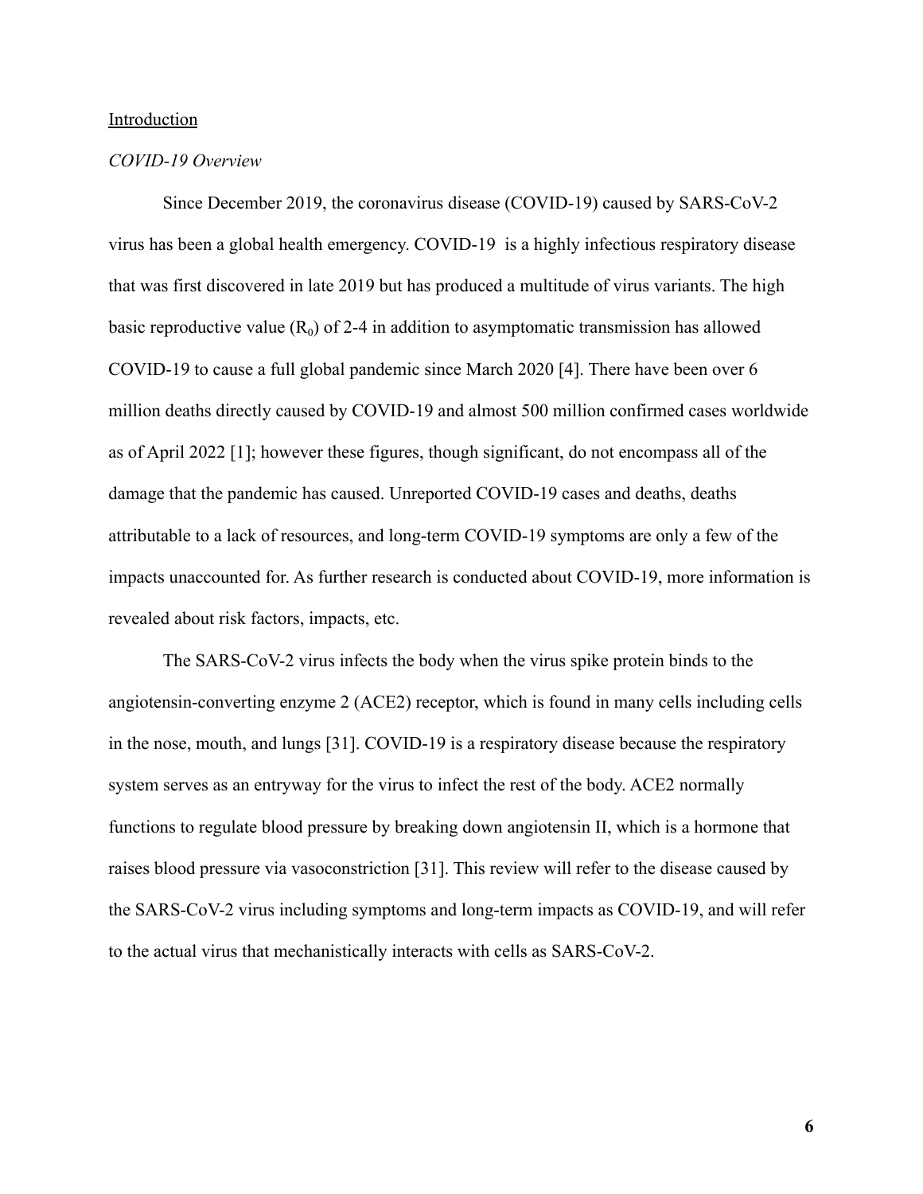## Introduction

### *COVID-19 Overview*

Since December 2019, the coronavirus disease (COVID-19) caused by SARS-CoV-2 virus has been a global health emergency. COVID-19  is a highly infectious respiratory disease that was first discovered in late 2019 but has produced a multitude of virus variants. The high basic reproductive value ($R_0$) of 2-4 in addition to asymptomatic transmission has allowed COVID-19 to cause a full global pandemic since March 2020 [4]. There have been over 6 million deaths directly caused by COVID-19 and almost 500 million confirmed cases worldwide as of April 2022 [1]; however these figures, though significant, do not encompass all of the damage that the pandemic has caused. Unreported COVID-19 cases and deaths, deaths attributable to a lack of resources, and long-term COVID-19 symptoms are only a few of the impacts unaccounted for. As further research is conducted about COVID-19, more information is revealed about risk factors, impacts, etc.

The SARS-CoV-2 virus infects the body when the virus spike protein binds to the angiotensin-converting enzyme 2 (ACE2) receptor, which is found in many cells including cells in the nose, mouth, and lungs [31]. COVID-19 is a respiratory disease because the respiratory system serves as an entryway for the virus to infect the rest of the body. ACE2 normally functions to regulate blood pressure by breaking down angiotensin II, which is a hormone that raises blood pressure via vasoconstriction [31]. This review will refer to the disease caused by the SARS-CoV-2 virus including symptoms and long-term impacts as COVID-19, and will refer to the actual virus that mechanistically interacts with cells as SARS-CoV-2.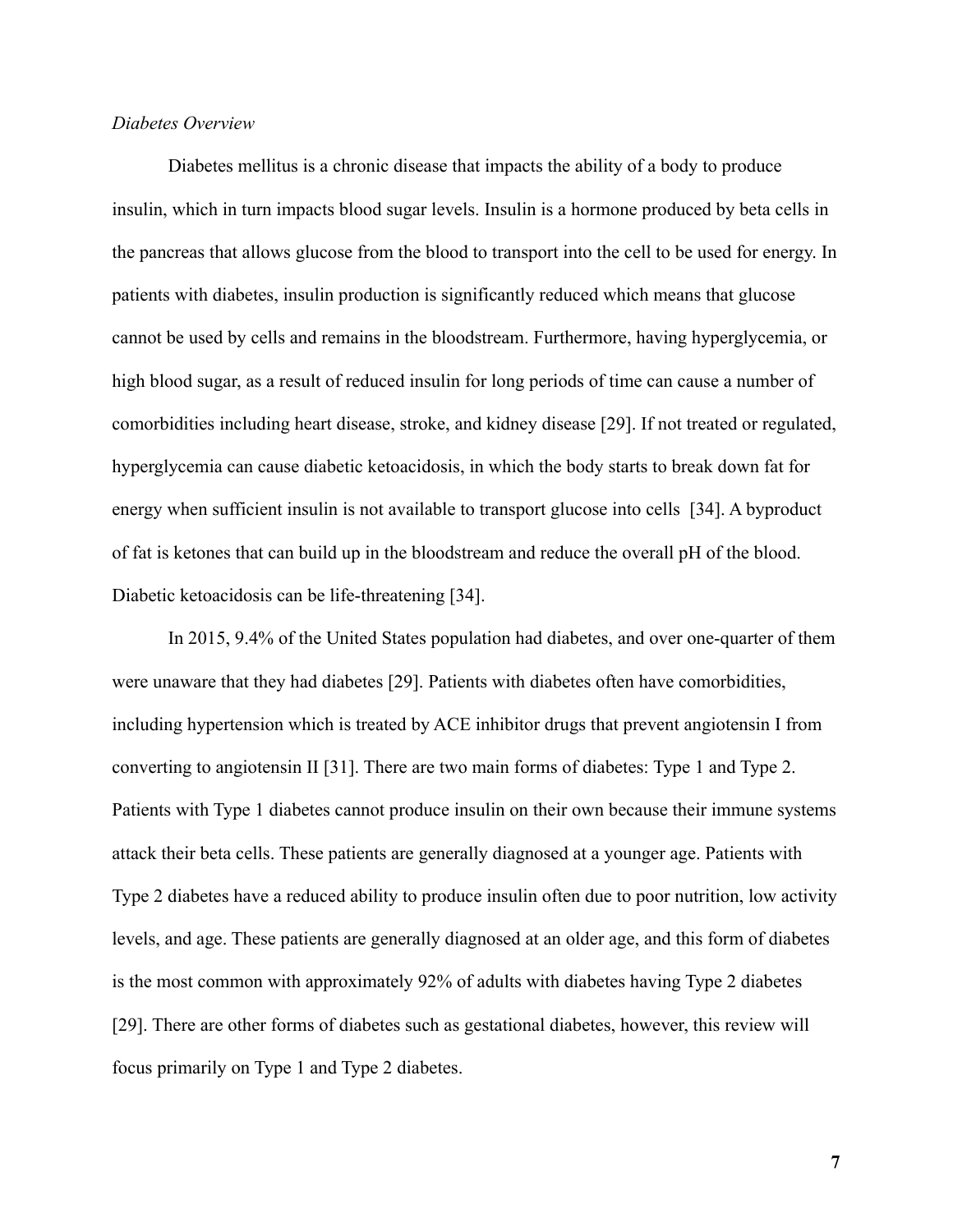*Diabetes Overview*

Diabetes mellitus is a chronic disease that impacts the ability of a body to produce insulin, which in turn impacts blood sugar levels. Insulin is a hormone produced by beta cells in the pancreas that allows glucose from the blood to transport into the cell to be used for energy. In patients with diabetes, insulin production is significantly reduced which means that glucose cannot be used by cells and remains in the bloodstream. Furthermore, having hyperglycemia, or high blood sugar, as a result of reduced insulin for long periods of time can cause a number of comorbidities including heart disease, stroke, and kidney disease [29]. If not treated or regulated, hyperglycemia can cause diabetic ketoacidosis, in which the body starts to break down fat for energy when sufficient insulin is not available to transport glucose into cells [34]. A byproduct of fat is ketones that can build up in the bloodstream and reduce the overall pH of the blood. Diabetic ketoacidosis can be life-threatening [34].

In 2015, 9.4% of the United States population had diabetes, and over one-quarter of them were unaware that they had diabetes [29]. Patients with diabetes often have comorbidities, including hypertension which is treated by ACE inhibitor drugs that prevent angiotensin I from converting to angiotensin II [31]. There are two main forms of diabetes: Type 1 and Type 2. Patients with Type 1 diabetes cannot produce insulin on their own because their immune systems attack their beta cells. These patients are generally diagnosed at a younger age. Patients with Type 2 diabetes have a reduced ability to produce insulin often due to poor nutrition, low activity levels, and age. These patients are generally diagnosed at an older age, and this form of diabetes is the most common with approximately 92% of adults with diabetes having Type 2 diabetes [29]. There are other forms of diabetes such as gestational diabetes, however, this review will focus primarily on Type 1 and Type 2 diabetes.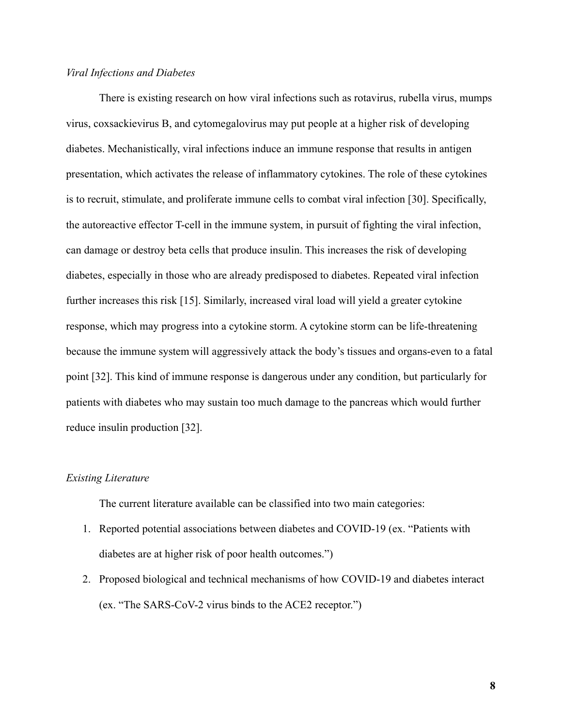*Viral Infections and Diabetes*

There is existing research on how viral infections such as rotavirus, rubella virus, mumps virus, coxsackievirus B, and cytomegalovirus may put people at a higher risk of developing diabetes. Mechanistically, viral infections induce an immune response that results in antigen presentation, which activates the release of inflammatory cytokines. The role of these cytokines is to recruit, stimulate, and proliferate immune cells to combat viral infection [30]. Specifically, the autoreactive effector T-cell in the immune system, in pursuit of fighting the viral infection, can damage or destroy beta cells that produce insulin. This increases the risk of developing diabetes, especially in those who are already predisposed to diabetes. Repeated viral infection further increases this risk [15]. Similarly, increased viral load will yield a greater cytokine response, which may progress into a cytokine storm. A cytokine storm can be life-threatening because the immune system will aggressively attack the body's tissues and organs-even to a fatal point [32]. This kind of immune response is dangerous under any condition, but particularly for patients with diabetes who may sustain too much damage to the pancreas which would further reduce insulin production [32].

*Existing Literature*

The current literature available can be classified into two main categories:

1. Reported potential associations between diabetes and COVID-19 (ex. "Patients with diabetes are at higher risk of poor health outcomes.")
2. Proposed biological and technical mechanisms of how COVID-19 and diabetes interact (ex. "The SARS-CoV-2 virus binds to the ACE2 receptor.")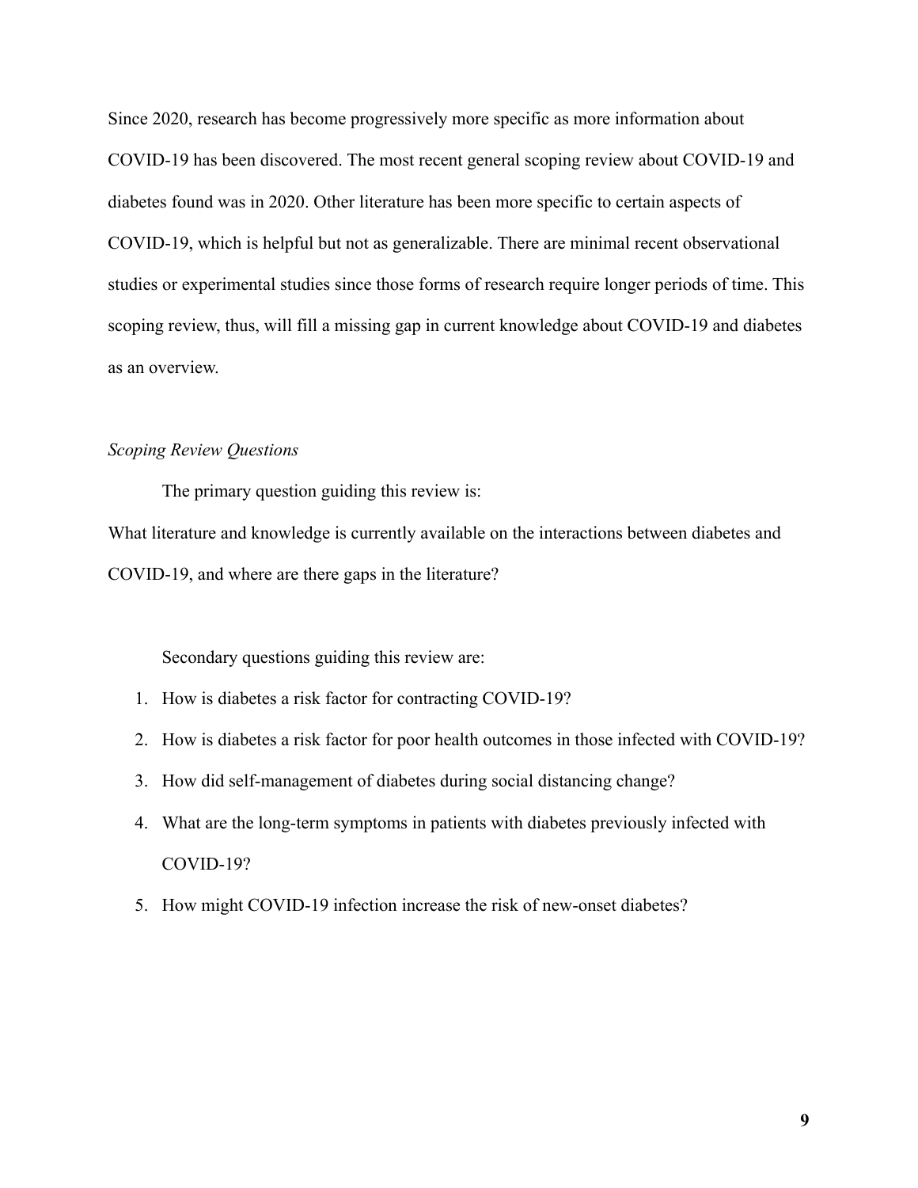Since 2020, research has become progressively more specific as more information about COVID-19 has been discovered. The most recent general scoping review about COVID-19 and diabetes found was in 2020. Other literature has been more specific to certain aspects of COVID-19, which is helpful but not as generalizable. There are minimal recent observational studies or experimental studies since those forms of research require longer periods of time. This scoping review, thus, will fill a missing gap in current knowledge about COVID-19 and diabetes as an overview.

*Scoping Review Questions*

The primary question guiding this review is:

What literature and knowledge is currently available on the interactions between diabetes and COVID-19, and where are there gaps in the literature?

Secondary questions guiding this review are:

1. How is diabetes a risk factor for contracting COVID-19?
2. How is diabetes a risk factor for poor health outcomes in those infected with COVID-19?
3. How did self-management of diabetes during social distancing change?
4. What are the long-term symptoms in patients with diabetes previously infected with COVID-19?
5. How might COVID-19 infection increase the risk of new-onset diabetes?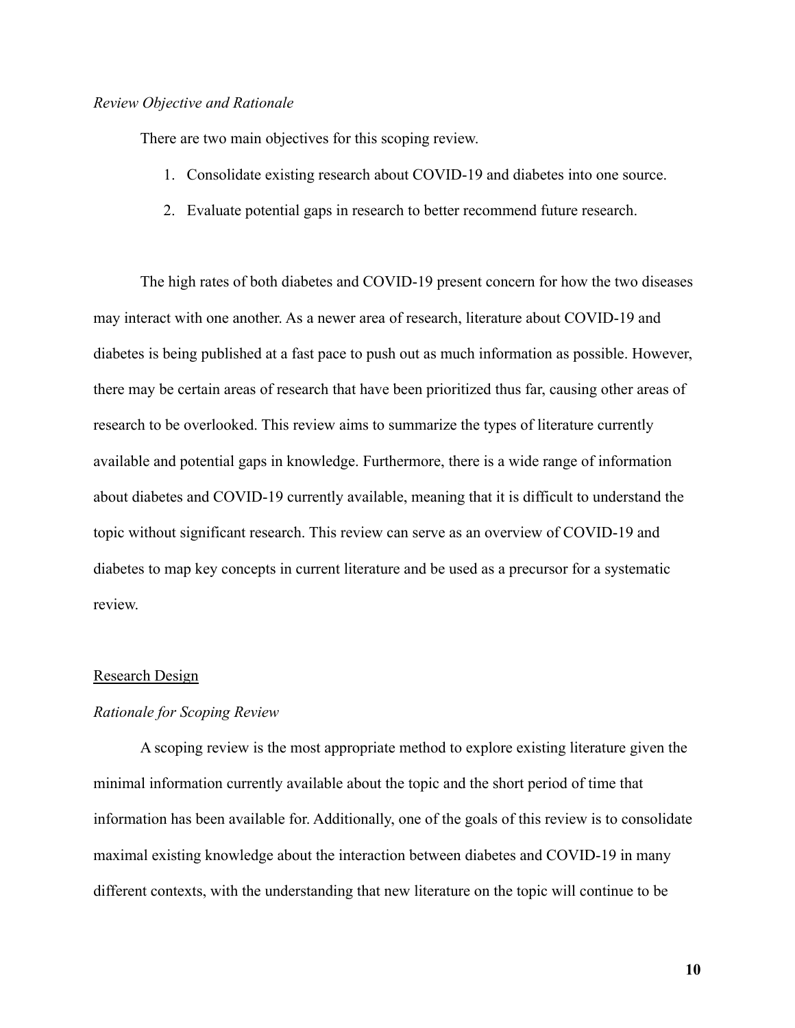*Review Objective and Rationale*

There are two main objectives for this scoping review.

1. Consolidate existing research about COVID-19 and diabetes into one source.
2. Evaluate potential gaps in research to better recommend future research.

The high rates of both diabetes and COVID-19 present concern for how the two diseases may interact with one another. As a newer area of research, literature about COVID-19 and diabetes is being published at a fast pace to push out as much information as possible. However, there may be certain areas of research that have been prioritized thus far, causing other areas of research to be overlooked. This review aims to summarize the types of literature currently available and potential gaps in knowledge. Furthermore, there is a wide range of information about diabetes and COVID-19 currently available, meaning that it is difficult to understand the topic without significant research. This review can serve as an overview of COVID-19 and diabetes to map key concepts in current literature and be used as a precursor for a systematic review.

## Research Design

*Rationale for Scoping Review*

A scoping review is the most appropriate method to explore existing literature given the minimal information currently available about the topic and the short period of time that information has been available for. Additionally, one of the goals of this review is to consolidate maximal existing knowledge about the interaction between diabetes and COVID-19 in many different contexts, with the understanding that new literature on the topic will continue to be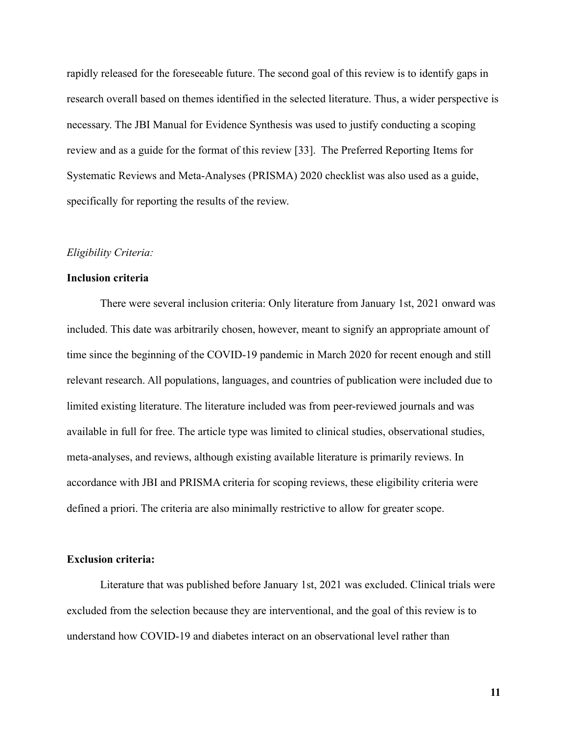rapidly released for the foreseeable future. The second goal of this review is to identify gaps in research overall based on themes identified in the selected literature. Thus, a wider perspective is necessary. The JBI Manual for Evidence Synthesis was used to justify conducting a scoping review and as a guide for the format of this review [33]. The Preferred Reporting Items for Systematic Reviews and Meta-Analyses (PRISMA) 2020 checklist was also used as a guide, specifically for reporting the results of the review.

*Eligibility Criteria:*

**Inclusion criteria**

There were several inclusion criteria: Only literature from January 1st, 2021 onward was included. This date was arbitrarily chosen, however, meant to signify an appropriate amount of time since the beginning of the COVID-19 pandemic in March 2020 for recent enough and still relevant research. All populations, languages, and countries of publication were included due to limited existing literature. The literature included was from peer-reviewed journals and was available in full for free. The article type was limited to clinical studies, observational studies, meta-analyses, and reviews, although existing available literature is primarily reviews. In accordance with JBI and PRISMA criteria for scoping reviews, these eligibility criteria were defined a priori. The criteria are also minimally restrictive to allow for greater scope.

**Exclusion criteria:**

Literature that was published before January 1st, 2021 was excluded. Clinical trials were excluded from the selection because they are interventional, and the goal of this review is to understand how COVID-19 and diabetes interact on an observational level rather than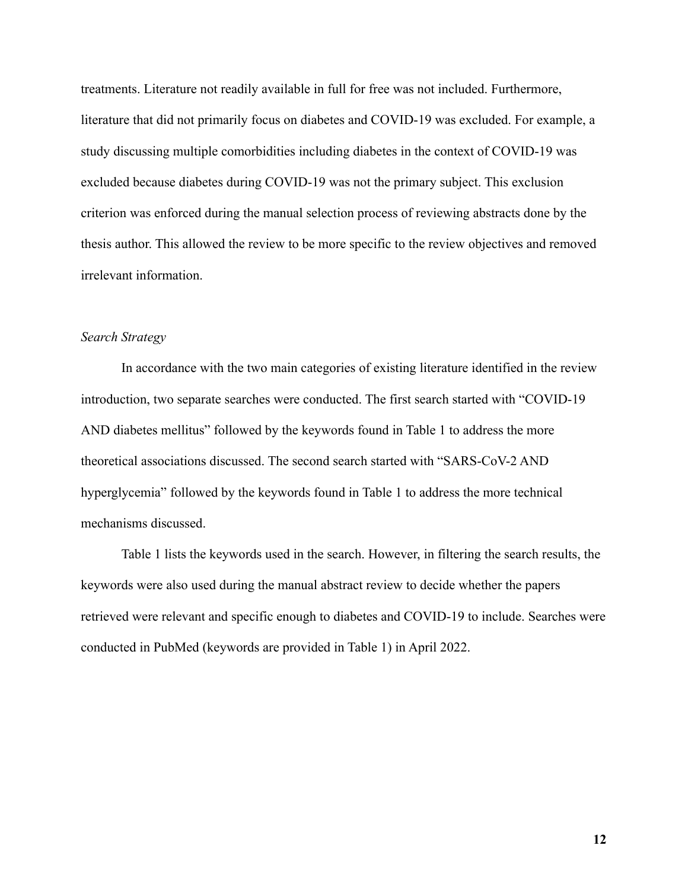treatments. Literature not readily available in full for free was not included. Furthermore, literature that did not primarily focus on diabetes and COVID-19 was excluded. For example, a study discussing multiple comorbidities including diabetes in the context of COVID-19 was excluded because diabetes during COVID-19 was not the primary subject. This exclusion criterion was enforced during the manual selection process of reviewing abstracts done by the thesis author. This allowed the review to be more specific to the review objectives and removed irrelevant information.

*Search Strategy*

In accordance with the two main categories of existing literature identified in the review introduction, two separate searches were conducted. The first search started with "COVID-19 AND diabetes mellitus" followed by the keywords found in Table 1 to address the more theoretical associations discussed. The second search started with "SARS-CoV-2 AND hyperglycemia" followed by the keywords found in Table 1 to address the more technical mechanisms discussed.

Table 1 lists the keywords used in the search. However, in filtering the search results, the keywords were also used during the manual abstract review to decide whether the papers retrieved were relevant and specific enough to diabetes and COVID-19 to include. Searches were conducted in PubMed (keywords are provided in Table 1) in April 2022.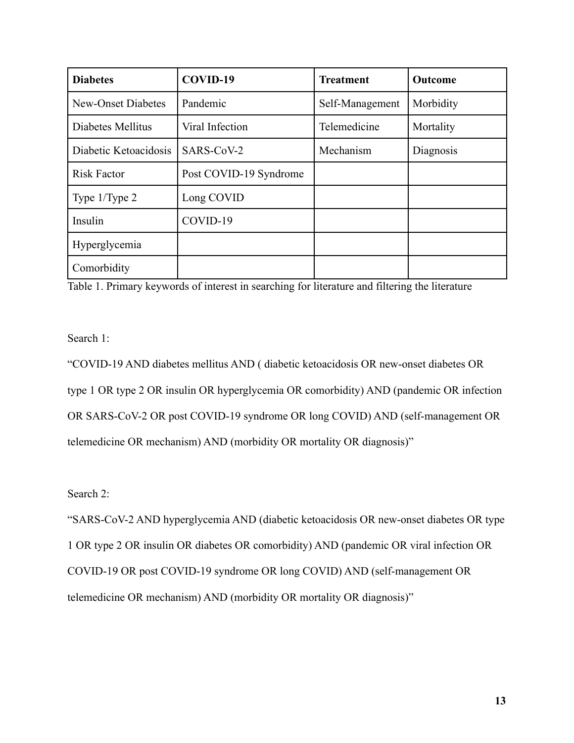| **Diabetes** | **COVID-19** | **Treatment** | **Outcome** |
|---|---|---|---|
| New-Onset Diabetes | Pandemic | Self-Management | Morbidity |
| Diabetes Mellitus | Viral Infection | Telemedicine | Mortality |
| Diabetic Ketoacidosis | SARS-CoV-2 | Mechanism | Diagnosis |
| Risk Factor | Post COVID-19 Syndrome | | |
| Type 1/Type 2 | Long COVID | | |
| Insulin | COVID-19 | | |
| Hyperglycemia | | | |
| Comorbidity | | | |

Table 1. Primary keywords of interest in searching for literature and filtering the literature

Search 1:

"COVID-19 AND diabetes mellitus AND ( diabetic ketoacidosis OR new-onset diabetes OR type 1 OR type 2 OR insulin OR hyperglycemia OR comorbidity) AND (pandemic OR infection OR SARS-CoV-2 OR post COVID-19 syndrome OR long COVID) AND (self-management OR telemedicine OR mechanism) AND (morbidity OR mortality OR diagnosis)"

Search 2:

"SARS-CoV-2 AND hyperglycemia AND (diabetic ketoacidosis OR new-onset diabetes OR type 1 OR type 2 OR insulin OR diabetes OR comorbidity) AND (pandemic OR viral infection OR COVID-19 OR post COVID-19 syndrome OR long COVID) AND (self-management OR telemedicine OR mechanism) AND (morbidity OR mortality OR diagnosis)"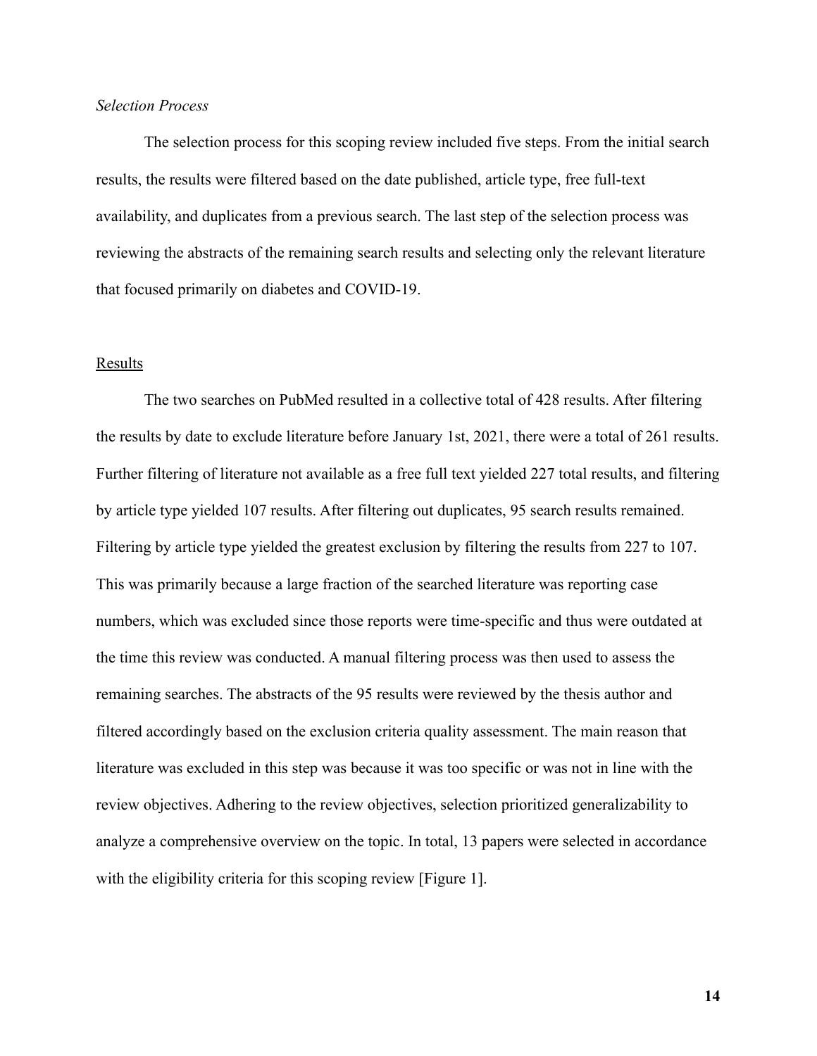*Selection Process*

The selection process for this scoping review included five steps. From the initial search results, the results were filtered based on the date published, article type, free full-text availability, and duplicates from a previous search. The last step of the selection process was reviewing the abstracts of the remaining search results and selecting only the relevant literature that focused primarily on diabetes and COVID-19.

## Results

The two searches on PubMed resulted in a collective total of 428 results. After filtering the results by date to exclude literature before January 1st, 2021, there were a total of 261 results. Further filtering of literature not available as a free full text yielded 227 total results, and filtering by article type yielded 107 results. After filtering out duplicates, 95 search results remained. Filtering by article type yielded the greatest exclusion by filtering the results from 227 to 107. This was primarily because a large fraction of the searched literature was reporting case numbers, which was excluded since those reports were time-specific and thus were outdated at the time this review was conducted. A manual filtering process was then used to assess the remaining searches. The abstracts of the 95 results were reviewed by the thesis author and filtered accordingly based on the exclusion criteria quality assessment. The main reason that literature was excluded in this step was because it was too specific or was not in line with the review objectives. Adhering to the review objectives, selection prioritized generalizability to analyze a comprehensive overview on the topic. In total, 13 papers were selected in accordance with the eligibility criteria for this scoping review [Figure 1].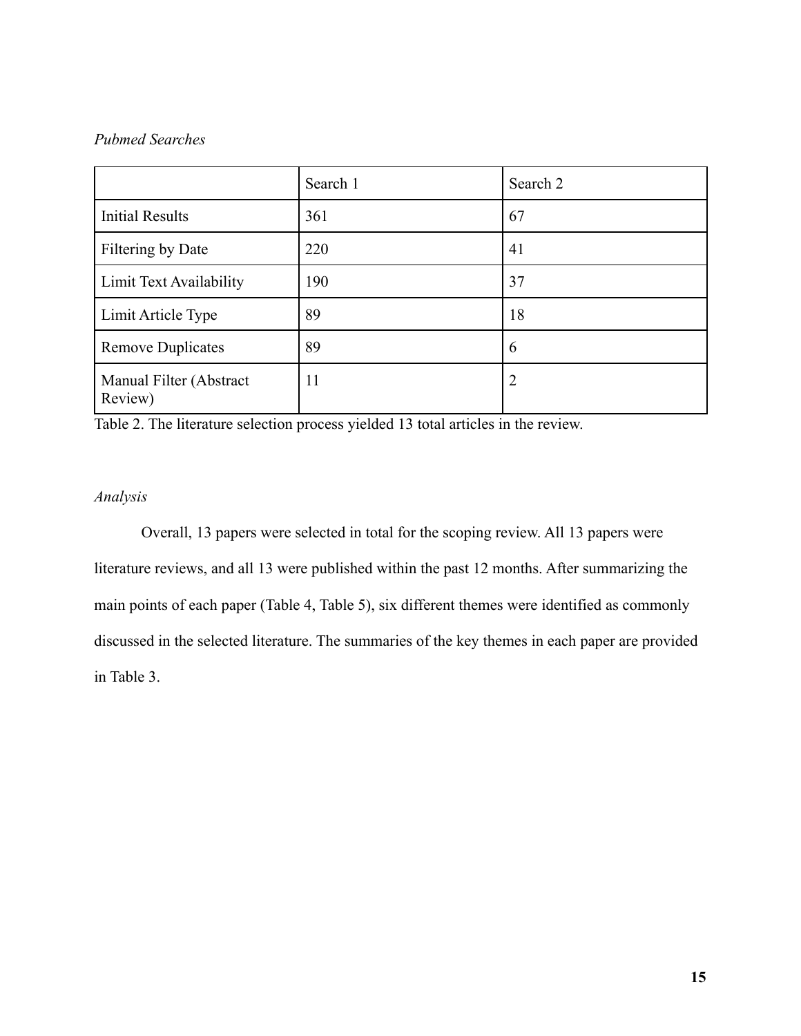*Pubmed Searches*

| | Search 1 | Search 2 |
|---|---|---|
| Initial Results | 361 | 67 |
| Filtering by Date | 220 | 41 |
| Limit Text Availability | 190 | 37 |
| Limit Article Type | 89 | 18 |
| Remove Duplicates | 89 | 6 |
| Manual Filter (Abstract Review) | 11 | 2 |

Table 2. The literature selection process yielded 13 total articles in the review.

*Analysis*

Overall, 13 papers were selected in total for the scoping review. All 13 papers were literature reviews, and all 13 were published within the past 12 months. After summarizing the main points of each paper (Table 4, Table 5), six different themes were identified as commonly discussed in the selected literature. The summaries of the key themes in each paper are provided in Table 3.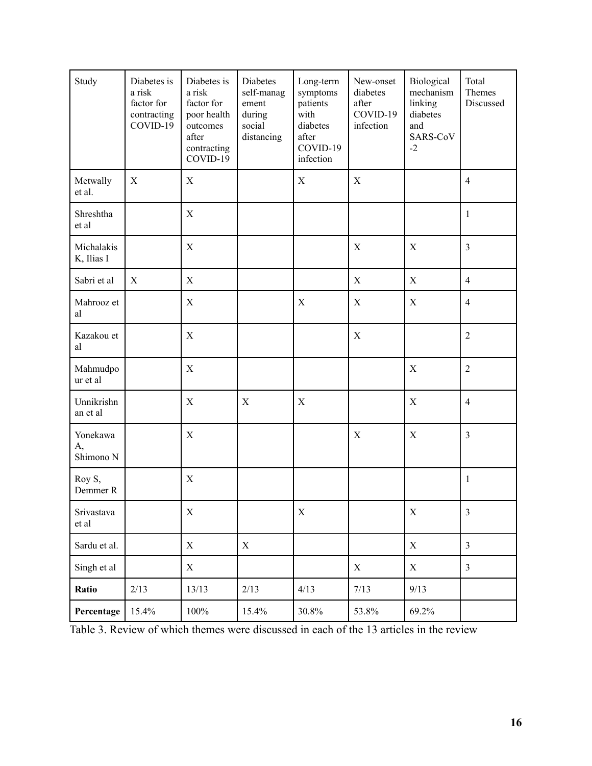| Study | Diabetes is a risk factor for contracting COVID-19 | Diabetes is a risk factor for poor health outcomes after contracting COVID-19 | Diabetes self-management during social distancing | Long-term symptoms patients with diabetes after COVID-19 infection | New-onset diabetes after COVID-19 infection | Biological mechanism linking diabetes and SARS-CoV-2 | Total Themes Discussed |
|---|---|---|---|---|---|---|---|
| Metwally et al. | X | X | | X | X | | 4 |
| Shreshtha et al | | X | | | | | 1 |
| Michalakis K, Ilias I | | X | | | X | X | 3 |
| Sabri et al | X | X | | | X | X | 4 |
| Mahrooz et al | | X | | X | X | X | 4 |
| Kazakou et al | | X | | | X | | 2 |
| Mahmudpour et al | | X | | | | X | 2 |
| Unnikrishnan et al | | X | X | X | | X | 4 |
| Yonekawa A, Shimono N | | X | | | X | X | 3 |
| Roy S, Demmer R | | X | | | | | 1 |
| Srivastava et al | | X | | X | | X | 3 |
| Sardu et al. | | X | X | | | X | 3 |
| Singh et al | | X | | | X | X | 3 |
| **Ratio** | 2/13 | 13/13 | 2/13 | 4/13 | 7/13 | 9/13 | |
| **Percentage** | 15.4% | 100% | 15.4% | 30.8% | 53.8% | 69.2% | |

Table 3. Review of which themes were discussed in each of the 13 articles in the review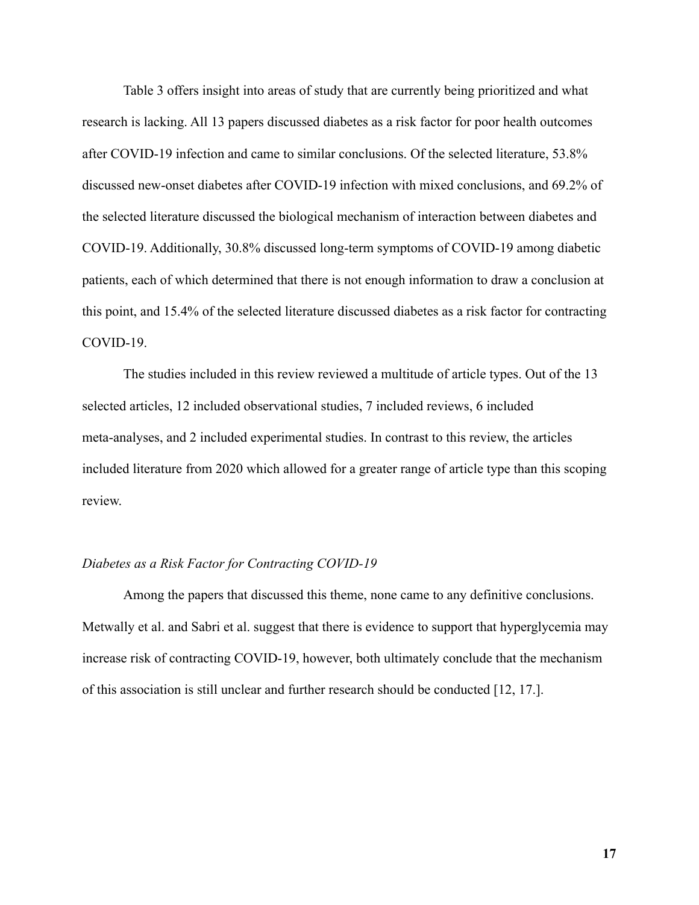Table 3 offers insight into areas of study that are currently being prioritized and what research is lacking. All 13 papers discussed diabetes as a risk factor for poor health outcomes after COVID-19 infection and came to similar conclusions. Of the selected literature, 53.8% discussed new-onset diabetes after COVID-19 infection with mixed conclusions, and 69.2% of the selected literature discussed the biological mechanism of interaction between diabetes and COVID-19. Additionally, 30.8% discussed long-term symptoms of COVID-19 among diabetic patients, each of which determined that there is not enough information to draw a conclusion at this point, and 15.4% of the selected literature discussed diabetes as a risk factor for contracting COVID-19.

The studies included in this review reviewed a multitude of article types. Out of the 13 selected articles, 12 included observational studies, 7 included reviews, 6 included meta-analyses, and 2 included experimental studies. In contrast to this review, the articles included literature from 2020 which allowed for a greater range of article type than this scoping review.

*Diabetes as a Risk Factor for Contracting COVID-19*

Among the papers that discussed this theme, none came to any definitive conclusions. Metwally et al. and Sabri et al. suggest that there is evidence to support that hyperglycemia may increase risk of contracting COVID-19, however, both ultimately conclude that the mechanism of this association is still unclear and further research should be conducted [12, 17.].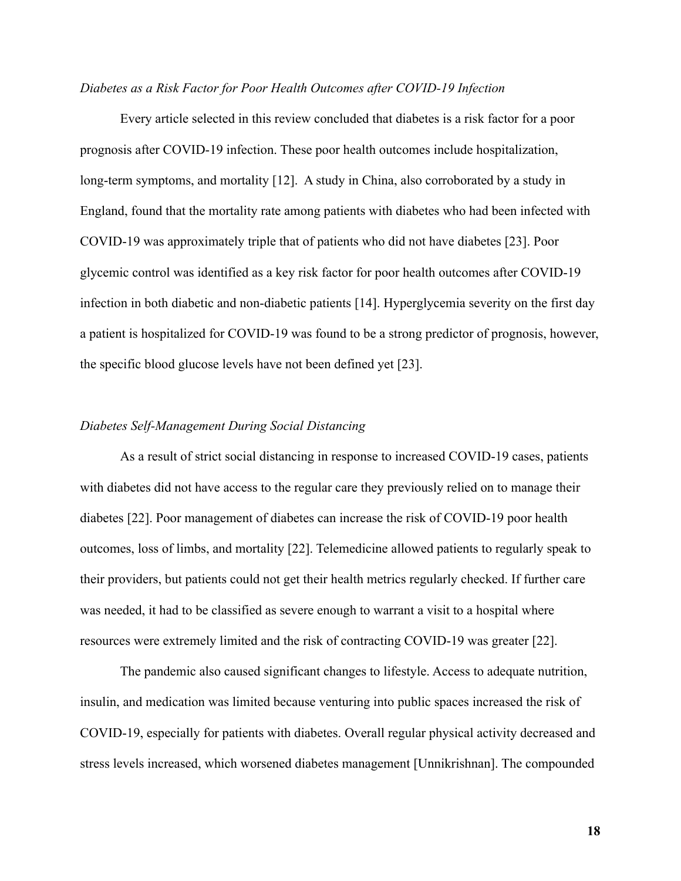*Diabetes as a Risk Factor for Poor Health Outcomes after COVID-19 Infection*

Every article selected in this review concluded that diabetes is a risk factor for a poor prognosis after COVID-19 infection. These poor health outcomes include hospitalization, long-term symptoms, and mortality [12]. A study in China, also corroborated by a study in England, found that the mortality rate among patients with diabetes who had been infected with COVID-19 was approximately triple that of patients who did not have diabetes [23]. Poor glycemic control was identified as a key risk factor for poor health outcomes after COVID-19 infection in both diabetic and non-diabetic patients [14]. Hyperglycemia severity on the first day a patient is hospitalized for COVID-19 was found to be a strong predictor of prognosis, however, the specific blood glucose levels have not been defined yet [23].

*Diabetes Self-Management During Social Distancing*

As a result of strict social distancing in response to increased COVID-19 cases, patients with diabetes did not have access to the regular care they previously relied on to manage their diabetes [22]. Poor management of diabetes can increase the risk of COVID-19 poor health outcomes, loss of limbs, and mortality [22]. Telemedicine allowed patients to regularly speak to their providers, but patients could not get their health metrics regularly checked. If further care was needed, it had to be classified as severe enough to warrant a visit to a hospital where resources were extremely limited and the risk of contracting COVID-19 was greater [22].

The pandemic also caused significant changes to lifestyle. Access to adequate nutrition, insulin, and medication was limited because venturing into public spaces increased the risk of COVID-19, especially for patients with diabetes. Overall regular physical activity decreased and stress levels increased, which worsened diabetes management [Unnikrishnan]. The compounded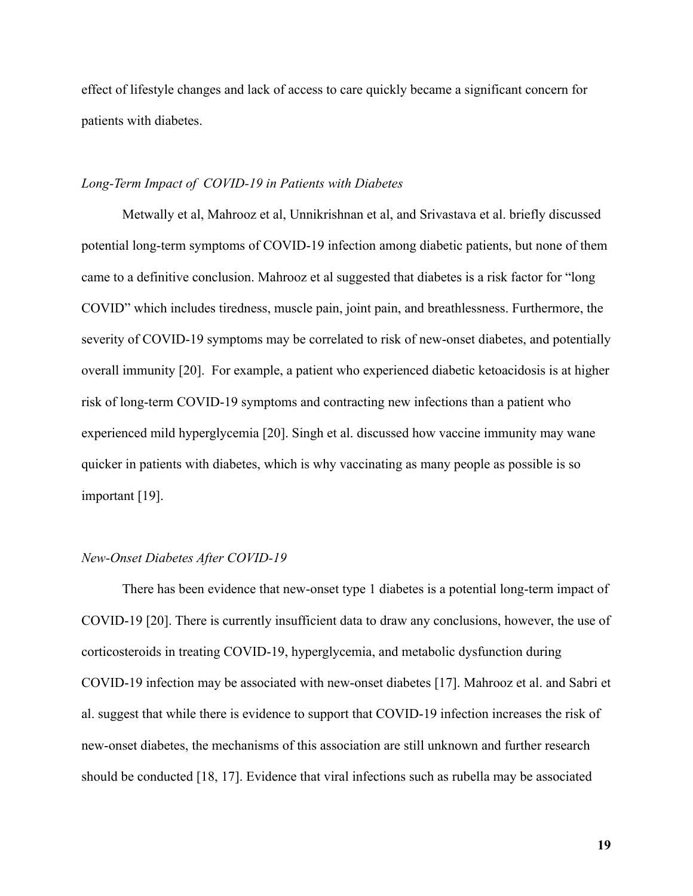effect of lifestyle changes and lack of access to care quickly became a significant concern for patients with diabetes.

*Long-Term Impact of COVID-19 in Patients with Diabetes*

Metwally et al, Mahrooz et al, Unnikrishnan et al, and Srivastava et al. briefly discussed potential long-term symptoms of COVID-19 infection among diabetic patients, but none of them came to a definitive conclusion. Mahrooz et al suggested that diabetes is a risk factor for "long COVID" which includes tiredness, muscle pain, joint pain, and breathlessness. Furthermore, the severity of COVID-19 symptoms may be correlated to risk of new-onset diabetes, and potentially overall immunity [20]. For example, a patient who experienced diabetic ketoacidosis is at higher risk of long-term COVID-19 symptoms and contracting new infections than a patient who experienced mild hyperglycemia [20]. Singh et al. discussed how vaccine immunity may wane quicker in patients with diabetes, which is why vaccinating as many people as possible is so important [19].

*New-Onset Diabetes After COVID-19*

There has been evidence that new-onset type 1 diabetes is a potential long-term impact of COVID-19 [20]. There is currently insufficient data to draw any conclusions, however, the use of corticosteroids in treating COVID-19, hyperglycemia, and metabolic dysfunction during COVID-19 infection may be associated with new-onset diabetes [17]. Mahrooz et al. and Sabri et al. suggest that while there is evidence to support that COVID-19 infection increases the risk of new-onset diabetes, the mechanisms of this association are still unknown and further research should be conducted [18, 17]. Evidence that viral infections such as rubella may be associated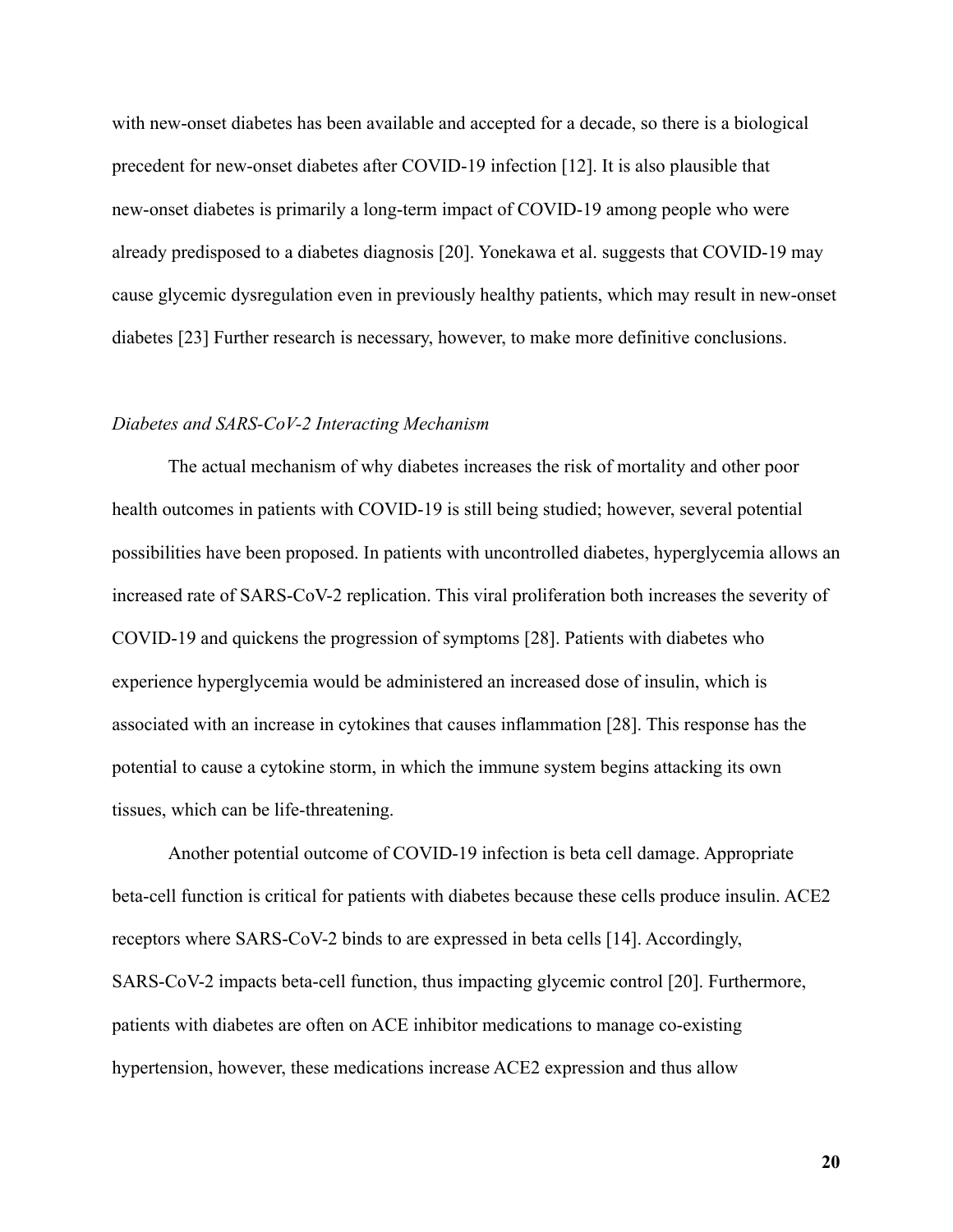with new-onset diabetes has been available and accepted for a decade, so there is a biological precedent for new-onset diabetes after COVID-19 infection [12]. It is also plausible that new-onset diabetes is primarily a long-term impact of COVID-19 among people who were already predisposed to a diabetes diagnosis [20]. Yonekawa et al. suggests that COVID-19 may cause glycemic dysregulation even in previously healthy patients, which may result in new-onset diabetes [23] Further research is necessary, however, to make more definitive conclusions.

*Diabetes and SARS-CoV-2 Interacting Mechanism*

The actual mechanism of why diabetes increases the risk of mortality and other poor health outcomes in patients with COVID-19 is still being studied; however, several potential possibilities have been proposed. In patients with uncontrolled diabetes, hyperglycemia allows an increased rate of SARS-CoV-2 replication. This viral proliferation both increases the severity of COVID-19 and quickens the progression of symptoms [28]. Patients with diabetes who experience hyperglycemia would be administered an increased dose of insulin, which is associated with an increase in cytokines that causes inflammation [28]. This response has the potential to cause a cytokine storm, in which the immune system begins attacking its own tissues, which can be life-threatening.

Another potential outcome of COVID-19 infection is beta cell damage. Appropriate beta-cell function is critical for patients with diabetes because these cells produce insulin. ACE2 receptors where SARS-CoV-2 binds to are expressed in beta cells [14]. Accordingly, SARS-CoV-2 impacts beta-cell function, thus impacting glycemic control [20]. Furthermore, patients with diabetes are often on ACE inhibitor medications to manage co-existing hypertension, however, these medications increase ACE2 expression and thus allow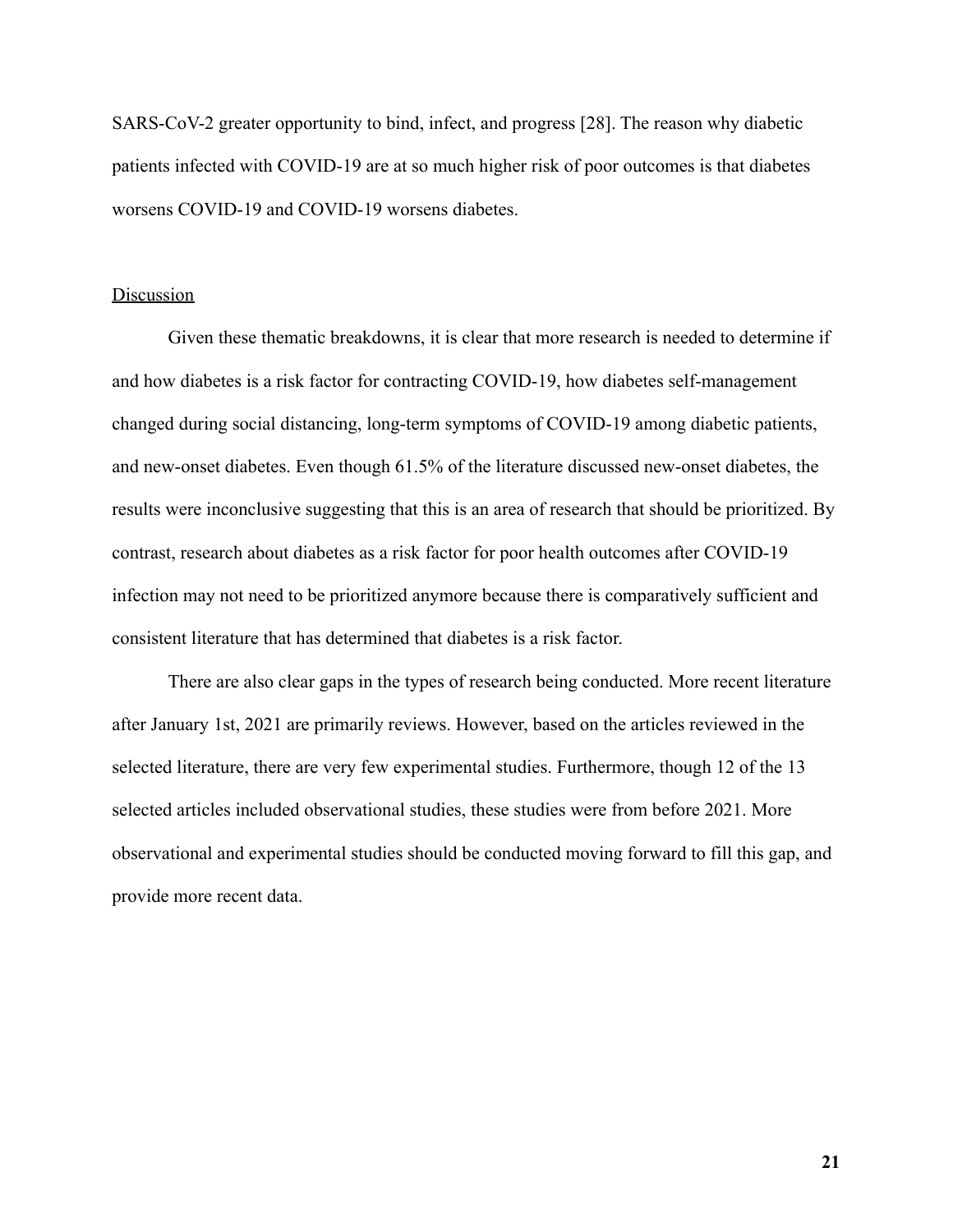SARS-CoV-2 greater opportunity to bind, infect, and progress [28]. The reason why diabetic patients infected with COVID-19 are at so much higher risk of poor outcomes is that diabetes worsens COVID-19 and COVID-19 worsens diabetes.

## Discussion

Given these thematic breakdowns, it is clear that more research is needed to determine if and how diabetes is a risk factor for contracting COVID-19, how diabetes self-management changed during social distancing, long-term symptoms of COVID-19 among diabetic patients, and new-onset diabetes. Even though 61.5% of the literature discussed new-onset diabetes, the results were inconclusive suggesting that this is an area of research that should be prioritized. By contrast, research about diabetes as a risk factor for poor health outcomes after COVID-19 infection may not need to be prioritized anymore because there is comparatively sufficient and consistent literature that has determined that diabetes is a risk factor.

There are also clear gaps in the types of research being conducted. More recent literature after January 1st, 2021 are primarily reviews. However, based on the articles reviewed in the selected literature, there are very few experimental studies. Furthermore, though 12 of the 13 selected articles included observational studies, these studies were from before 2021. More observational and experimental studies should be conducted moving forward to fill this gap, and provide more recent data.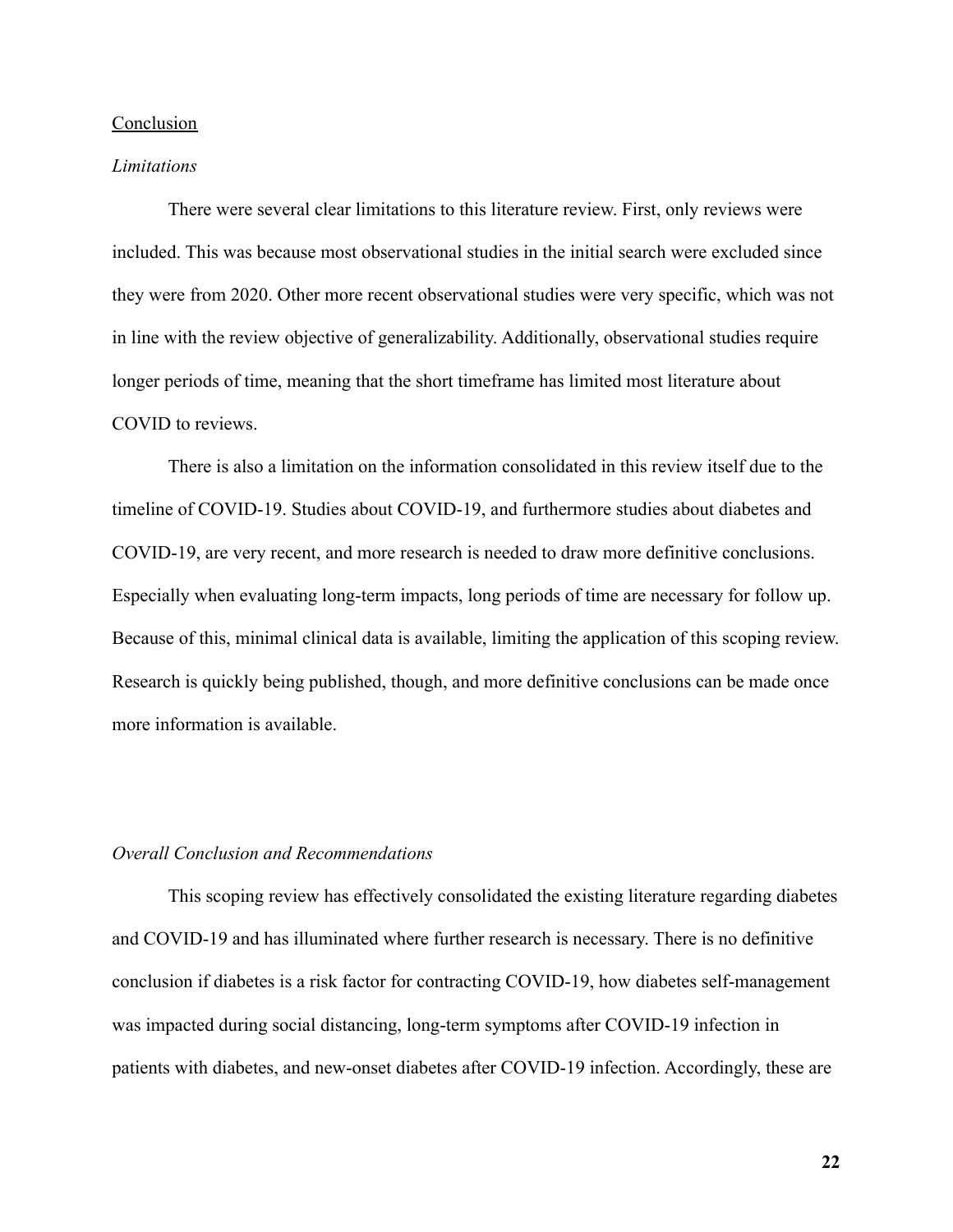## Conclusion

### *Limitations*

There were several clear limitations to this literature review. First, only reviews were included. This was because most observational studies in the initial search were excluded since they were from 2020. Other more recent observational studies were very specific, which was not in line with the review objective of generalizability. Additionally, observational studies require longer periods of time, meaning that the short timeframe has limited most literature about COVID to reviews.

There is also a limitation on the information consolidated in this review itself due to the timeline of COVID-19. Studies about COVID-19, and furthermore studies about diabetes and COVID-19, are very recent, and more research is needed to draw more definitive conclusions. Especially when evaluating long-term impacts, long periods of time are necessary for follow up. Because of this, minimal clinical data is available, limiting the application of this scoping review. Research is quickly being published, though, and more definitive conclusions can be made once more information is available.

### *Overall Conclusion and Recommendations*

This scoping review has effectively consolidated the existing literature regarding diabetes and COVID-19 and has illuminated where further research is necessary. There is no definitive conclusion if diabetes is a risk factor for contracting COVID-19, how diabetes self-management was impacted during social distancing, long-term symptoms after COVID-19 infection in patients with diabetes, and new-onset diabetes after COVID-19 infection. Accordingly, these are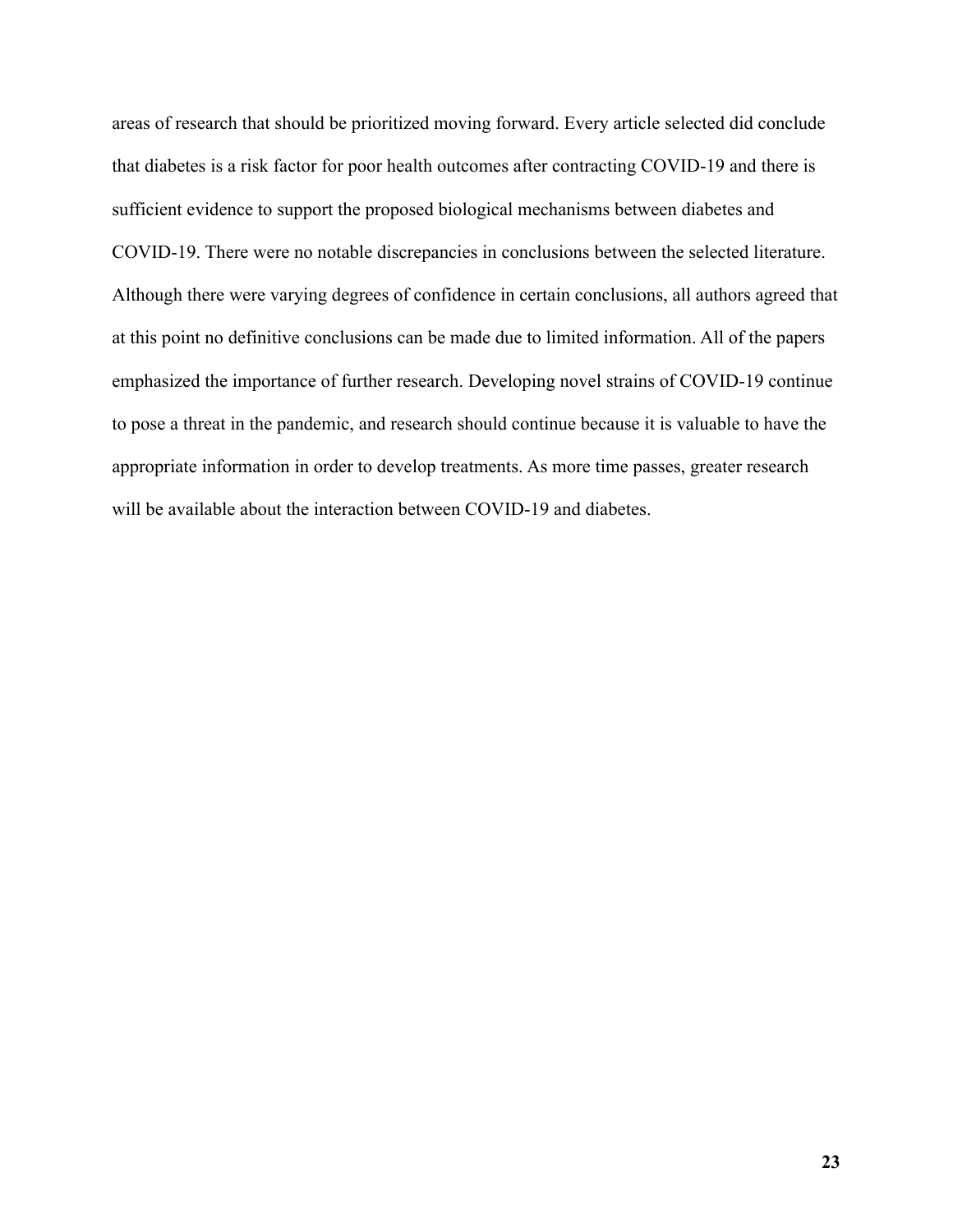areas of research that should be prioritized moving forward. Every article selected did conclude that diabetes is a risk factor for poor health outcomes after contracting COVID-19 and there is sufficient evidence to support the proposed biological mechanisms between diabetes and COVID-19. There were no notable discrepancies in conclusions between the selected literature. Although there were varying degrees of confidence in certain conclusions, all authors agreed that at this point no definitive conclusions can be made due to limited information. All of the papers emphasized the importance of further research. Developing novel strains of COVID-19 continue to pose a threat in the pandemic, and research should continue because it is valuable to have the appropriate information in order to develop treatments. As more time passes, greater research will be available about the interaction between COVID-19 and diabetes.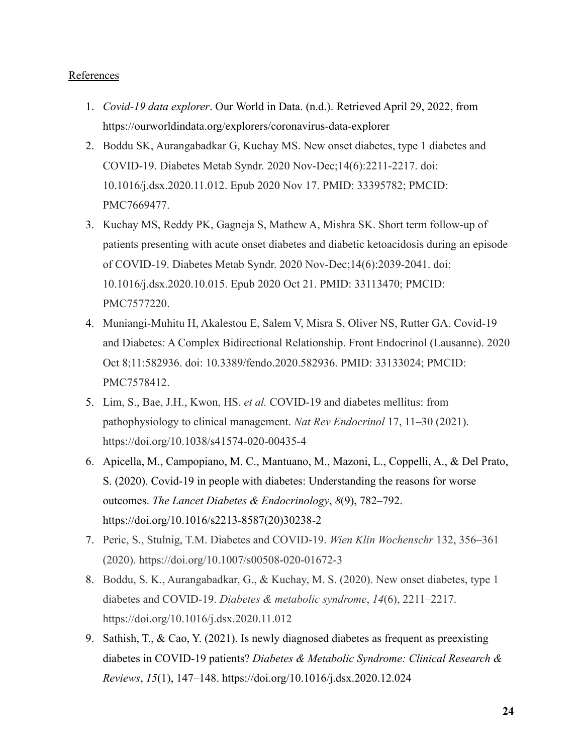References

1. *Covid-19 data explorer*. Our World in Data. (n.d.). Retrieved April 29, 2022, from https://ourworldindata.org/explorers/coronavirus-data-explorer
2. Boddu SK, Aurangabadkar G, Kuchay MS. New onset diabetes, type 1 diabetes and COVID-19. Diabetes Metab Syndr. 2020 Nov-Dec;14(6):2211-2217. doi: 10.1016/j.dsx.2020.11.012. Epub 2020 Nov 17. PMID: 33395782; PMCID: PMC7669477.
3. Kuchay MS, Reddy PK, Gagneja S, Mathew A, Mishra SK. Short term follow-up of patients presenting with acute onset diabetes and diabetic ketoacidosis during an episode of COVID-19. Diabetes Metab Syndr. 2020 Nov-Dec;14(6):2039-2041. doi: 10.1016/j.dsx.2020.10.015. Epub 2020 Oct 21. PMID: 33113470; PMCID: PMC7577220.
4. Muniangi-Muhitu H, Akalestou E, Salem V, Misra S, Oliver NS, Rutter GA. Covid-19 and Diabetes: A Complex Bidirectional Relationship. Front Endocrinol (Lausanne). 2020 Oct 8;11:582936. doi: 10.3389/fendo.2020.582936. PMID: 33133024; PMCID: PMC7578412.
5. Lim, S., Bae, J.H., Kwon, HS. *et al.* COVID-19 and diabetes mellitus: from pathophysiology to clinical management. *Nat Rev Endocrinol* 17, 11–30 (2021). https://doi.org/10.1038/s41574-020-00435-4
6. Apicella, M., Campopiano, M. C., Mantuano, M., Mazoni, L., Coppelli, A., & Del Prato, S. (2020). Covid-19 in people with diabetes: Understanding the reasons for worse outcomes. *The Lancet Diabetes & Endocrinology*, *8*(9), 782–792. https://doi.org/10.1016/s2213-8587(20)30238-2
7. Peric, S., Stulnig, T.M. Diabetes and COVID-19. *Wien Klin Wochenschr* 132, 356–361 (2020). https://doi.org/10.1007/s00508-020-01672-3
8. Boddu, S. K., Aurangabadkar, G., & Kuchay, M. S. (2020). New onset diabetes, type 1 diabetes and COVID-19. *Diabetes & metabolic syndrome*, *14*(6), 2211–2217. https://doi.org/10.1016/j.dsx.2020.11.012
9. Sathish, T., & Cao, Y. (2021). Is newly diagnosed diabetes as frequent as preexisting diabetes in COVID-19 patients? *Diabetes & Metabolic Syndrome: Clinical Research & Reviews*, *15*(1), 147–148. https://doi.org/10.1016/j.dsx.2020.12.024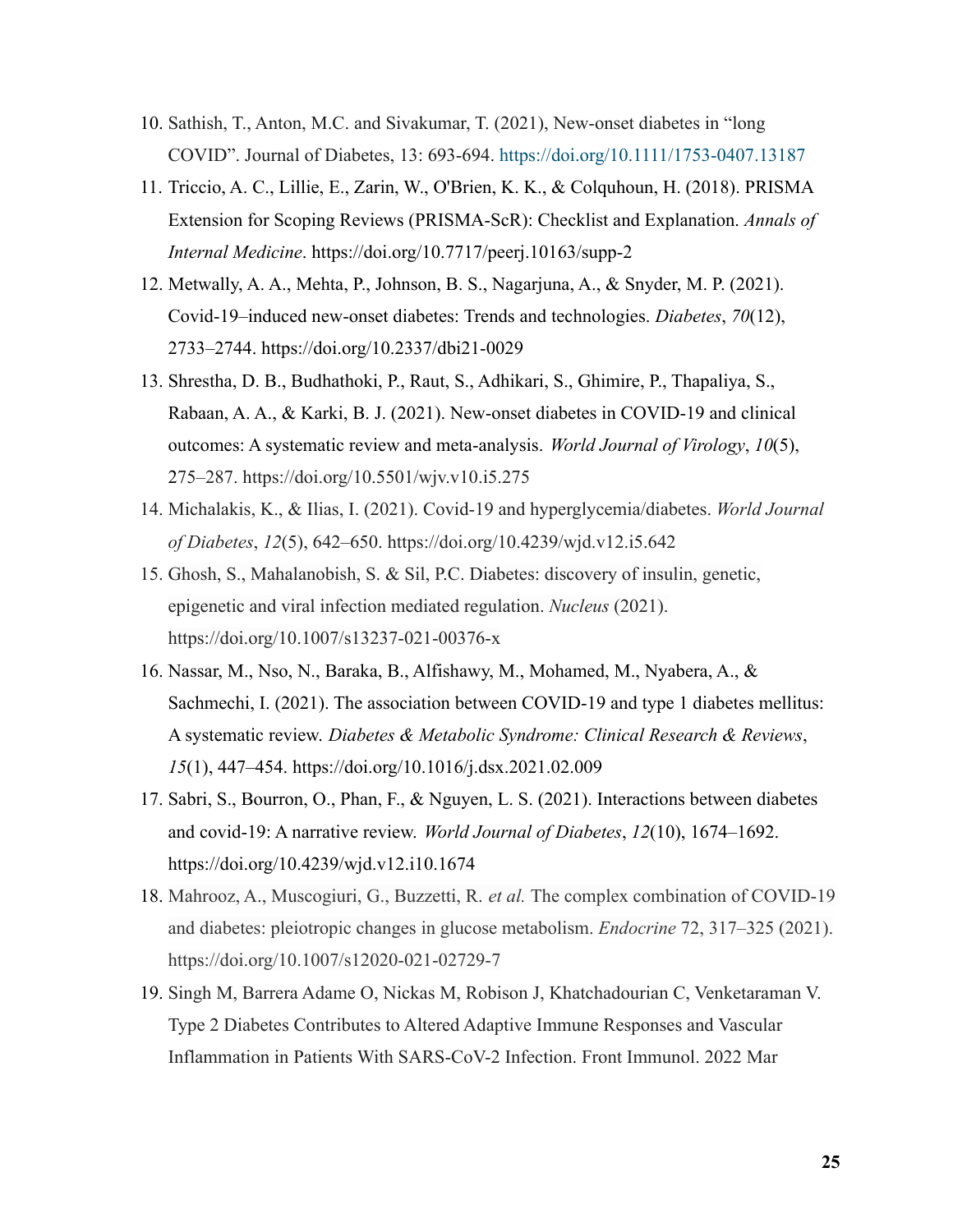10. Sathish, T., Anton, M.C. and Sivakumar, T. (2021), New-onset diabetes in "long COVID". Journal of Diabetes, 13: 693-694. https://doi.org/10.1111/1753-0407.13187
11. Triccio, A. C., Lillie, E., Zarin, W., O'Brien, K. K., & Colquhoun, H. (2018). PRISMA Extension for Scoping Reviews (PRISMA-ScR): Checklist and Explanation. *Annals of Internal Medicine*. https://doi.org/10.7717/peerj.10163/supp-2
12. Metwally, A. A., Mehta, P., Johnson, B. S., Nagarjuna, A., & Snyder, M. P. (2021). Covid-19–induced new-onset diabetes: Trends and technologies. *Diabetes*, *70*(12), 2733–2744. https://doi.org/10.2337/dbi21-0029
13. Shrestha, D. B., Budhathoki, P., Raut, S., Adhikari, S., Ghimire, P., Thapaliya, S., Rabaan, A. A., & Karki, B. J. (2021). New-onset diabetes in COVID-19 and clinical outcomes: A systematic review and meta-analysis. *World Journal of Virology*, *10*(5), 275–287. https://doi.org/10.5501/wjv.v10.i5.275
14. Michalakis, K., & Ilias, I. (2021). Covid-19 and hyperglycemia/diabetes. *World Journal of Diabetes*, *12*(5), 642–650. https://doi.org/10.4239/wjd.v12.i5.642
15. Ghosh, S., Mahalanobish, S. & Sil, P.C. Diabetes: discovery of insulin, genetic, epigenetic and viral infection mediated regulation. *Nucleus* (2021). https://doi.org/10.1007/s13237-021-00376-x
16. Nassar, M., Nso, N., Baraka, B., Alfishawy, M., Mohamed, M., Nyabera, A., & Sachmechi, I. (2021). The association between COVID-19 and type 1 diabetes mellitus: A systematic review. *Diabetes & Metabolic Syndrome: Clinical Research & Reviews*, *15*(1), 447–454. https://doi.org/10.1016/j.dsx.2021.02.009
17. Sabri, S., Bourron, O., Phan, F., & Nguyen, L. S. (2021). Interactions between diabetes and covid-19: A narrative review. *World Journal of Diabetes*, *12*(10), 1674–1692. https://doi.org/10.4239/wjd.v12.i10.1674
18. Mahrooz, A., Muscogiuri, G., Buzzetti, R. *et al.* The complex combination of COVID-19 and diabetes: pleiotropic changes in glucose metabolism. *Endocrine* 72, 317–325 (2021). https://doi.org/10.1007/s12020-021-02729-7
19. Singh M, Barrera Adame O, Nickas M, Robison J, Khatchadourian C, Venketaraman V. Type 2 Diabetes Contributes to Altered Adaptive Immune Responses and Vascular Inflammation in Patients With SARS-CoV-2 Infection. Front Immunol. 2022 Mar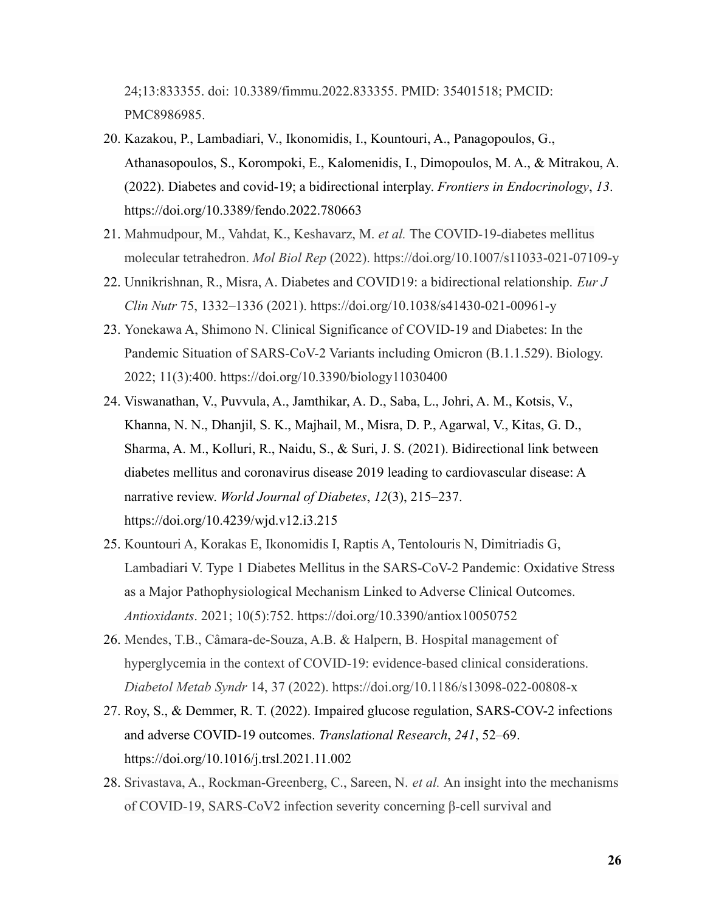24;13:833355. doi: 10.3389/fimmu.2022.833355. PMID: 35401518; PMCID: PMC8986985.

20. Kazakou, P., Lambadiari, V., Ikonomidis, I., Kountouri, A., Panagopoulos, G., Athanasopoulos, S., Korompoki, E., Kalomenidis, I., Dimopoulos, M. A., & Mitrakou, A. (2022). Diabetes and covid-19; a bidirectional interplay. *Frontiers in Endocrinology*, *13*. https://doi.org/10.3389/fendo.2022.780663
21. Mahmudpour, M., Vahdat, K., Keshavarz, M. *et al.* The COVID-19-diabetes mellitus molecular tetrahedron. *Mol Biol Rep* (2022). https://doi.org/10.1007/s11033-021-07109-y
22. Unnikrishnan, R., Misra, A. Diabetes and COVID19: a bidirectional relationship. *Eur J Clin Nutr* 75, 1332–1336 (2021). https://doi.org/10.1038/s41430-021-00961-y
23. Yonekawa A, Shimono N. Clinical Significance of COVID-19 and Diabetes: In the Pandemic Situation of SARS-CoV-2 Variants including Omicron (B.1.1.529). Biology. 2022; 11(3):400. https://doi.org/10.3390/biology11030400
24. Viswanathan, V., Puvvula, A., Jamthikar, A. D., Saba, L., Johri, A. M., Kotsis, V., Khanna, N. N., Dhanjil, S. K., Majhail, M., Misra, D. P., Agarwal, V., Kitas, G. D., Sharma, A. M., Kolluri, R., Naidu, S., & Suri, J. S. (2021). Bidirectional link between diabetes mellitus and coronavirus disease 2019 leading to cardiovascular disease: A narrative review. *World Journal of Diabetes*, *12*(3), 215–237. https://doi.org/10.4239/wjd.v12.i3.215
25. Kountouri A, Korakas E, Ikonomidis I, Raptis A, Tentolouris N, Dimitriadis G, Lambadiari V. Type 1 Diabetes Mellitus in the SARS-CoV-2 Pandemic: Oxidative Stress as a Major Pathophysiological Mechanism Linked to Adverse Clinical Outcomes. *Antioxidants*. 2021; 10(5):752. https://doi.org/10.3390/antiox10050752
26. Mendes, T.B., Câmara-de-Souza, A.B. & Halpern, B. Hospital management of hyperglycemia in the context of COVID-19: evidence-based clinical considerations. *Diabetol Metab Syndr* 14, 37 (2022). https://doi.org/10.1186/s13098-022-00808-x
27. Roy, S., & Demmer, R. T. (2022). Impaired glucose regulation, SARS-COV-2 infections and adverse COVID-19 outcomes. *Translational Research*, *241*, 52–69. https://doi.org/10.1016/j.trsl.2021.11.002
28. Srivastava, A., Rockman-Greenberg, C., Sareen, N. *et al.* An insight into the mechanisms of COVID-19, SARS-CoV2 infection severity concerning β-cell survival and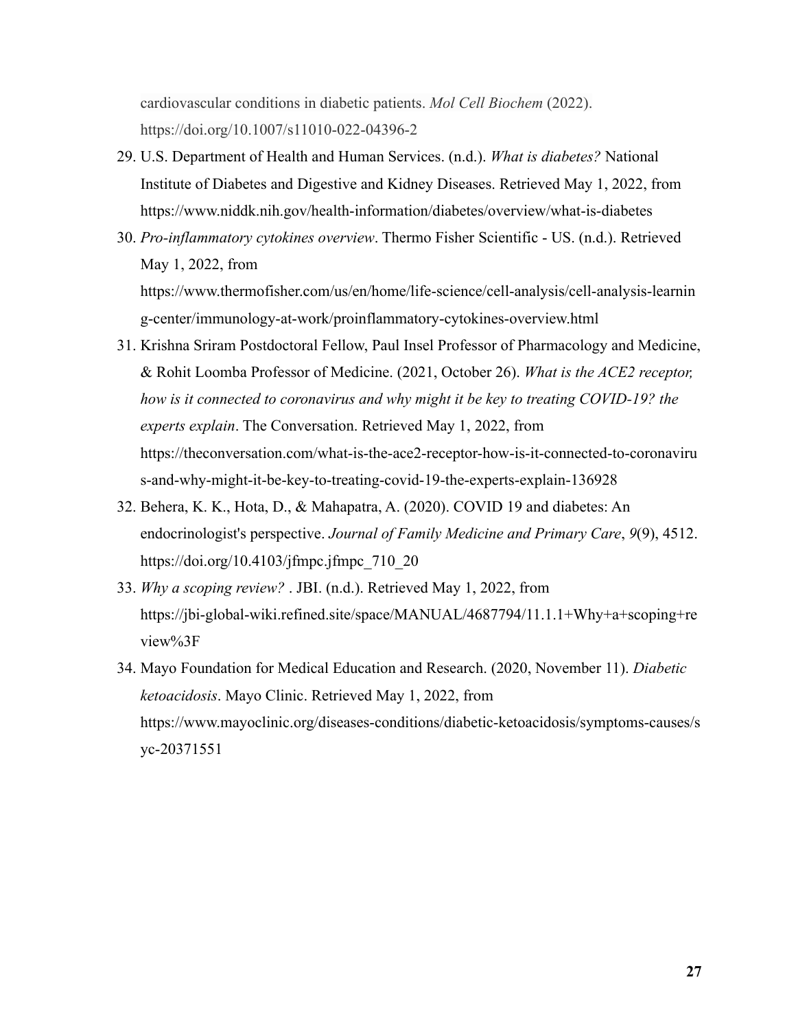cardiovascular conditions in diabetic patients. *Mol Cell Biochem* (2022). https://doi.org/10.1007/s11010-022-04396-2

29. U.S. Department of Health and Human Services. (n.d.). *What is diabetes?* National Institute of Diabetes and Digestive and Kidney Diseases. Retrieved May 1, 2022, from https://www.niddk.nih.gov/health-information/diabetes/overview/what-is-diabetes
30. *Pro-inflammatory cytokines overview*. Thermo Fisher Scientific - US. (n.d.). Retrieved May 1, 2022, from https://www.thermofisher.com/us/en/home/life-science/cell-analysis/cell-analysis-learning-center/immunology-at-work/proinflammatory-cytokines-overview.html
31. Krishna Sriram Postdoctoral Fellow, Paul Insel Professor of Pharmacology and Medicine, & Rohit Loomba Professor of Medicine. (2021, October 26). *What is the ACE2 receptor, how is it connected to coronavirus and why might it be key to treating COVID-19? the experts explain*. The Conversation. Retrieved May 1, 2022, from https://theconversation.com/what-is-the-ace2-receptor-how-is-it-connected-to-coronavirus-and-why-might-it-be-key-to-treating-covid-19-the-experts-explain-136928
32. Behera, K. K., Hota, D., & Mahapatra, A. (2020). COVID 19 and diabetes: An endocrinologist's perspective. *Journal of Family Medicine and Primary Care*, *9*(9), 4512. https://doi.org/10.4103/jfmpc.jfmpc_710_20
33. *Why a scoping review?* . JBI. (n.d.). Retrieved May 1, 2022, from https://jbi-global-wiki.refined.site/space/MANUAL/4687794/11.1.1+Why+a+scoping+review%3F
34. Mayo Foundation for Medical Education and Research. (2020, November 11). *Diabetic ketoacidosis*. Mayo Clinic. Retrieved May 1, 2022, from https://www.mayoclinic.org/diseases-conditions/diabetic-ketoacidosis/symptoms-causes/syc-20371551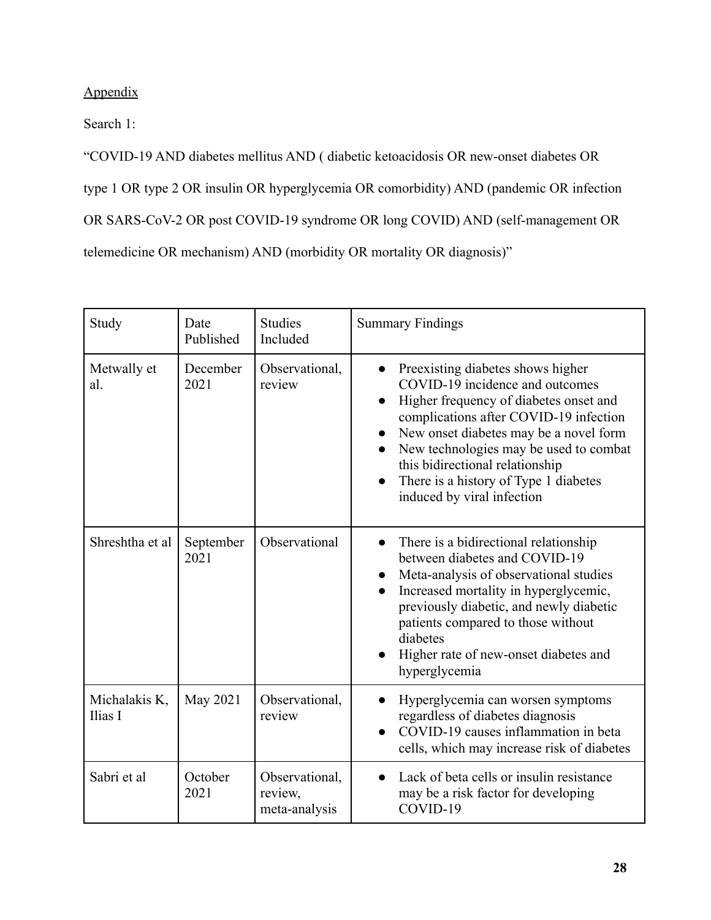Appendix

Search 1:

"COVID-19 AND diabetes mellitus AND ( diabetic ketoacidosis OR new-onset diabetes OR type 1 OR type 2 OR insulin OR hyperglycemia OR comorbidity) AND (pandemic OR infection OR SARS-CoV-2 OR post COVID-19 syndrome OR long COVID) AND (self-management OR telemedicine OR mechanism) AND (morbidity OR mortality OR diagnosis)"

| Study | Date Published | Studies Included | Summary Findings |
|---|---|---|---|
| Metwally et al. | December 2021 | Observational, review | ● Preexisting diabetes shows higher COVID-19 incidence and outcomes<br>● Higher frequency of diabetes onset and complications after COVID-19 infection<br>● New onset diabetes may be a novel form<br>● New technologies may be used to combat this bidirectional relationship<br>● There is a history of Type 1 diabetes induced by viral infection |
| Shreshtha et al | September 2021 | Observational | ● There is a bidirectional relationship between diabetes and COVID-19<br>● Meta-analysis of observational studies<br>● Increased mortality in hyperglycemic, previously diabetic, and newly diabetic patients compared to those without diabetes<br>● Higher rate of new-onset diabetes and hyperglycemia |
| Michalakis K, Ilias I | May 2021 | Observational, review | ● Hyperglycemia can worsen symptoms regardless of diabetes diagnosis<br>● COVID-19 causes inflammation in beta cells, which may increase risk of diabetes |
| Sabri et al | October 2021 | Observational, review, meta-analysis | ● Lack of beta cells or insulin resistance may be a risk factor for developing COVID-19 |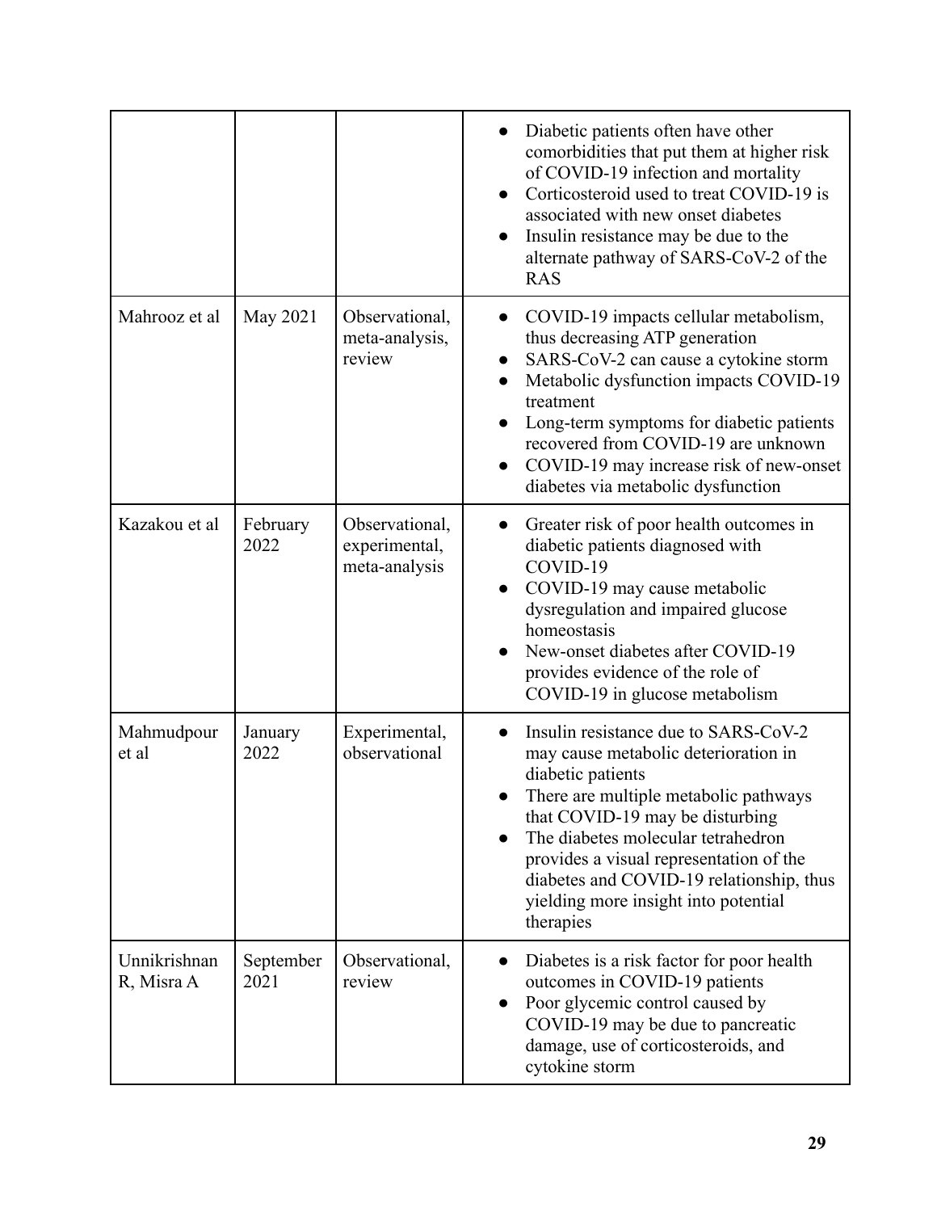| | | | |
|---|---|---|---|
| | | | <ul><li>Diabetic patients often have other comorbidities that put them at higher risk of COVID-19 infection and mortality</li><li>Corticosteroid used to treat COVID-19 is associated with new onset diabetes</li><li>Insulin resistance may be due to the alternate pathway of SARS-CoV-2 of the RAS</li></ul> |
| Mahrooz et al | May 2021 | Observational, meta-analysis, review | <ul><li>COVID-19 impacts cellular metabolism, thus decreasing ATP generation</li><li>SARS-CoV-2 can cause a cytokine storm</li><li>Metabolic dysfunction impacts COVID-19 treatment</li><li>Long-term symptoms for diabetic patients recovered from COVID-19 are unknown</li><li>COVID-19 may increase risk of new-onset diabetes via metabolic dysfunction</li></ul> |
| Kazakou et al | February 2022 | Observational, experimental, meta-analysis | <ul><li>Greater risk of poor health outcomes in diabetic patients diagnosed with COVID-19</li><li>COVID-19 may cause metabolic dysregulation and impaired glucose homeostasis</li><li>New-onset diabetes after COVID-19 provides evidence of the role of COVID-19 in glucose metabolism</li></ul> |
| Mahmudpour et al | January 2022 | Experimental, observational | <ul><li>Insulin resistance due to SARS-CoV-2 may cause metabolic deterioration in diabetic patients</li><li>There are multiple metabolic pathways that COVID-19 may be disturbing</li><li>The diabetes molecular tetrahedron provides a visual representation of the diabetes and COVID-19 relationship, thus yielding more insight into potential therapies</li></ul> |
| Unnikrishnan R, Misra A | September 2021 | Observational, review | <ul><li>Diabetes is a risk factor for poor health outcomes in COVID-19 patients</li><li>Poor glycemic control caused by COVID-19 may be due to pancreatic damage, use of corticosteroids, and cytokine storm</li></ul> |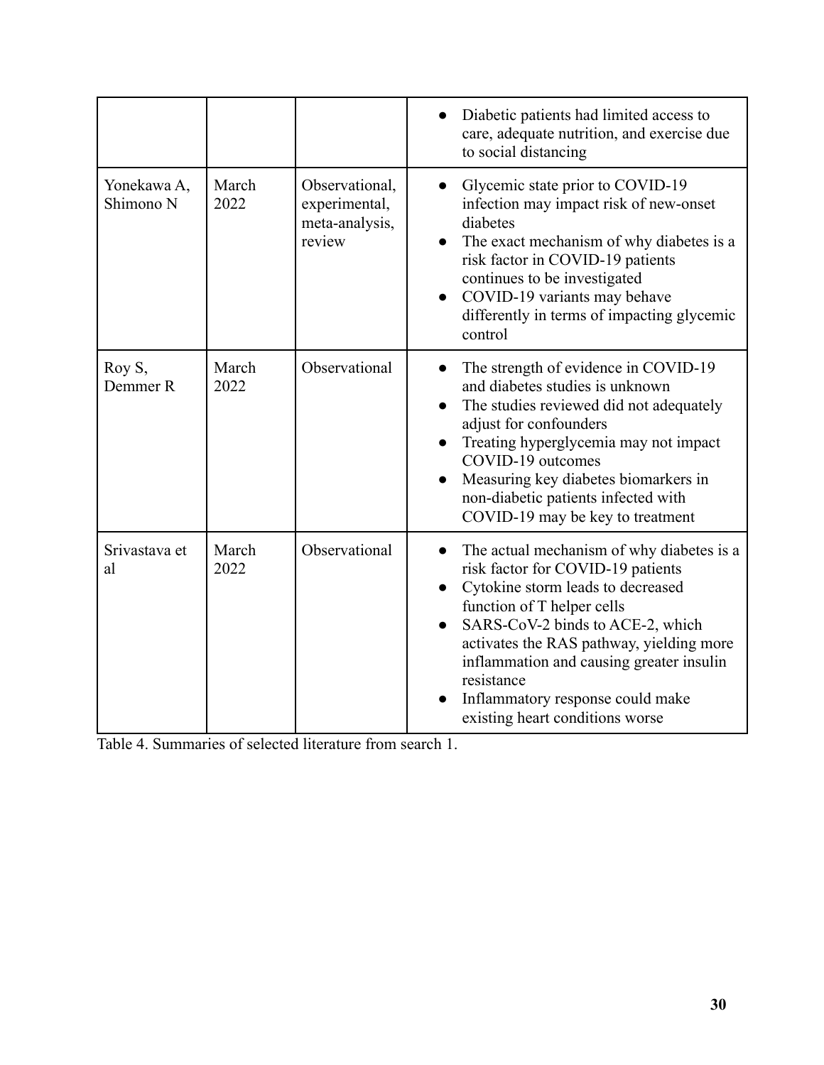| | | | |
|---|---|---|---|
| | | | • Diabetic patients had limited access to care, adequate nutrition, and exercise due to social distancing |
| Yonekawa A, Shimono N | March 2022 | Observational, experimental, meta-analysis, review | • Glycemic state prior to COVID-19 infection may impact risk of new-onset diabetes<br>• The exact mechanism of why diabetes is a risk factor in COVID-19 patients continues to be investigated<br>• COVID-19 variants may behave differently in terms of impacting glycemic control |
| Roy S, Demmer R | March 2022 | Observational | • The strength of evidence in COVID-19 and diabetes studies is unknown<br>• The studies reviewed did not adequately adjust for confounders<br>• Treating hyperglycemia may not impact COVID-19 outcomes<br>• Measuring key diabetes biomarkers in non-diabetic patients infected with COVID-19 may be key to treatment |
| Srivastava et al | March 2022 | Observational | • The actual mechanism of why diabetes is a risk factor for COVID-19 patients<br>• Cytokine storm leads to decreased function of T helper cells<br>• SARS-CoV-2 binds to ACE-2, which activates the RAS pathway, yielding more inflammation and causing greater insulin resistance<br>• Inflammatory response could make existing heart conditions worse |

Table 4. Summaries of selected literature from search 1.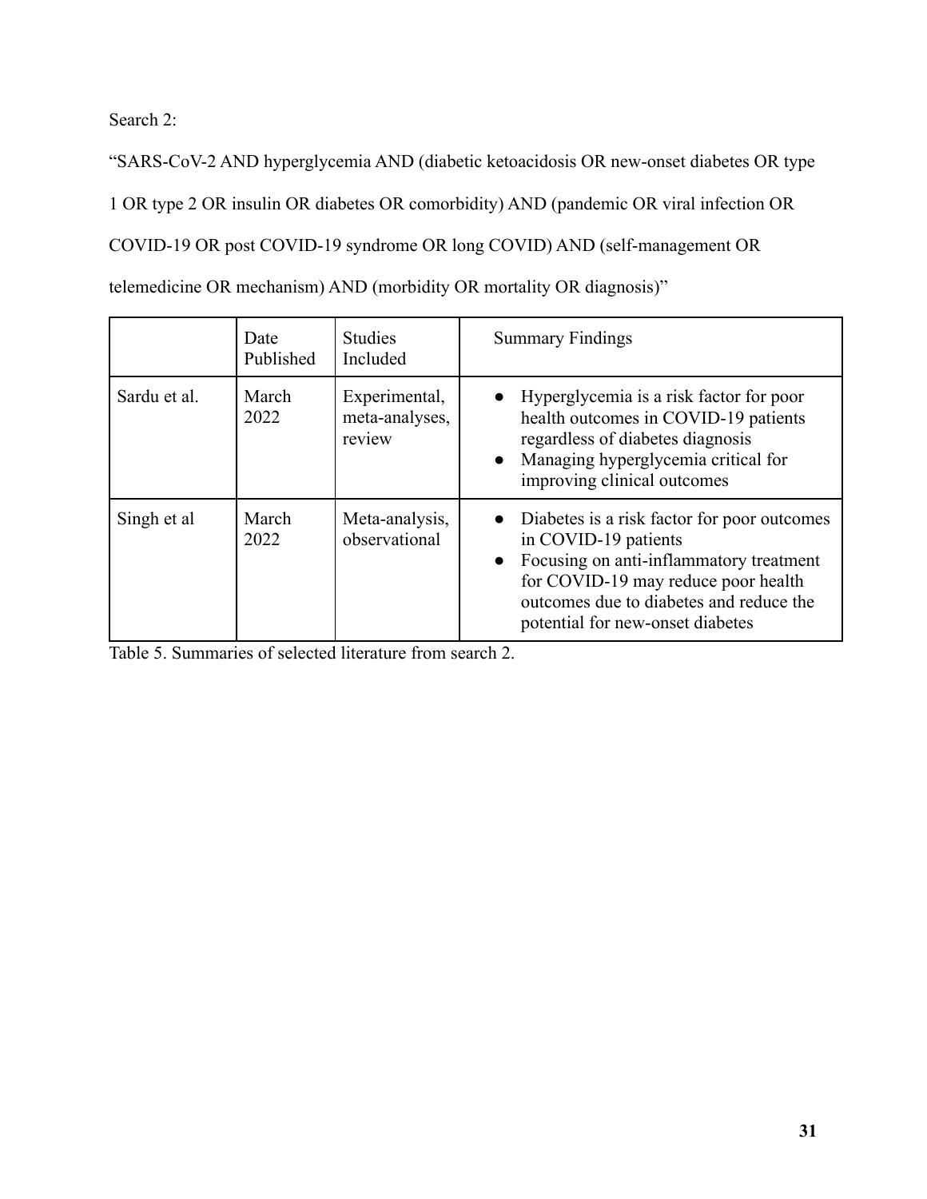Search 2:

"SARS-CoV-2 AND hyperglycemia AND (diabetic ketoacidosis OR new-onset diabetes OR type 1 OR type 2 OR insulin OR diabetes OR comorbidity) AND (pandemic OR viral infection OR COVID-19 OR post COVID-19 syndrome OR long COVID) AND (self-management OR telemedicine OR mechanism) AND (morbidity OR mortality OR diagnosis)"

| | Date Published | Studies Included | Summary Findings |
|---|---|---|---|
| Sardu et al. | March 2022 | Experimental, meta-analyses, review | • Hyperglycemia is a risk factor for poor health outcomes in COVID-19 patients regardless of diabetes diagnosis<br>• Managing hyperglycemia critical for improving clinical outcomes |
| Singh et al | March 2022 | Meta-analysis, observational | • Diabetes is a risk factor for poor outcomes in COVID-19 patients<br>• Focusing on anti-inflammatory treatment for COVID-19 may reduce poor health outcomes due to diabetes and reduce the potential for new-onset diabetes |

Table 5. Summaries of selected literature from search 2.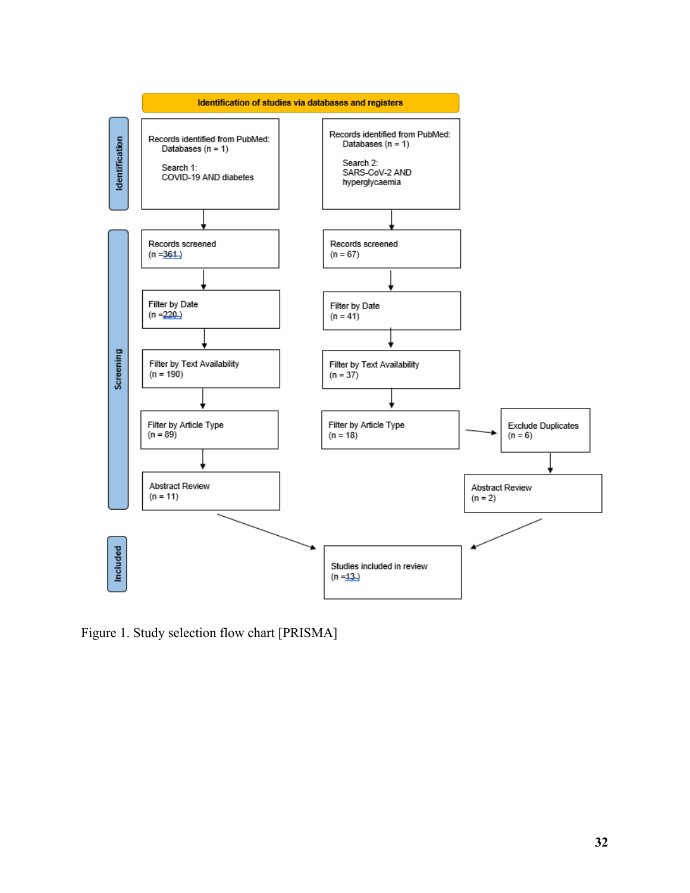Identification of studies via databases and registers

Identification

Records identified from PubMed:
Databases (n = 1)

Search 1:
COVID-19 AND diabetes

Records identified from PubMed:
Databases (n = 1)

Search 2:
SARS-CoV-2 AND hyperglycaemia

Screening

Records screened
(n = 361)

Records screened
(n = 67)

Filter by Date
(n = 220)

Filter by Date
(n = 41)

Filter by Text Availability
(n = 190)

Filter by Text Availability
(n = 37)

Filter by Article Type
(n = 89)

Filter by Article Type
(n = 18)

Exclude Duplicates
(n = 6)

Abstract Review
(n = 11)

Abstract Review
(n = 2)

Included

Studies included in review
(n = 13)

Figure 1. Study selection flow chart [PRISMA]